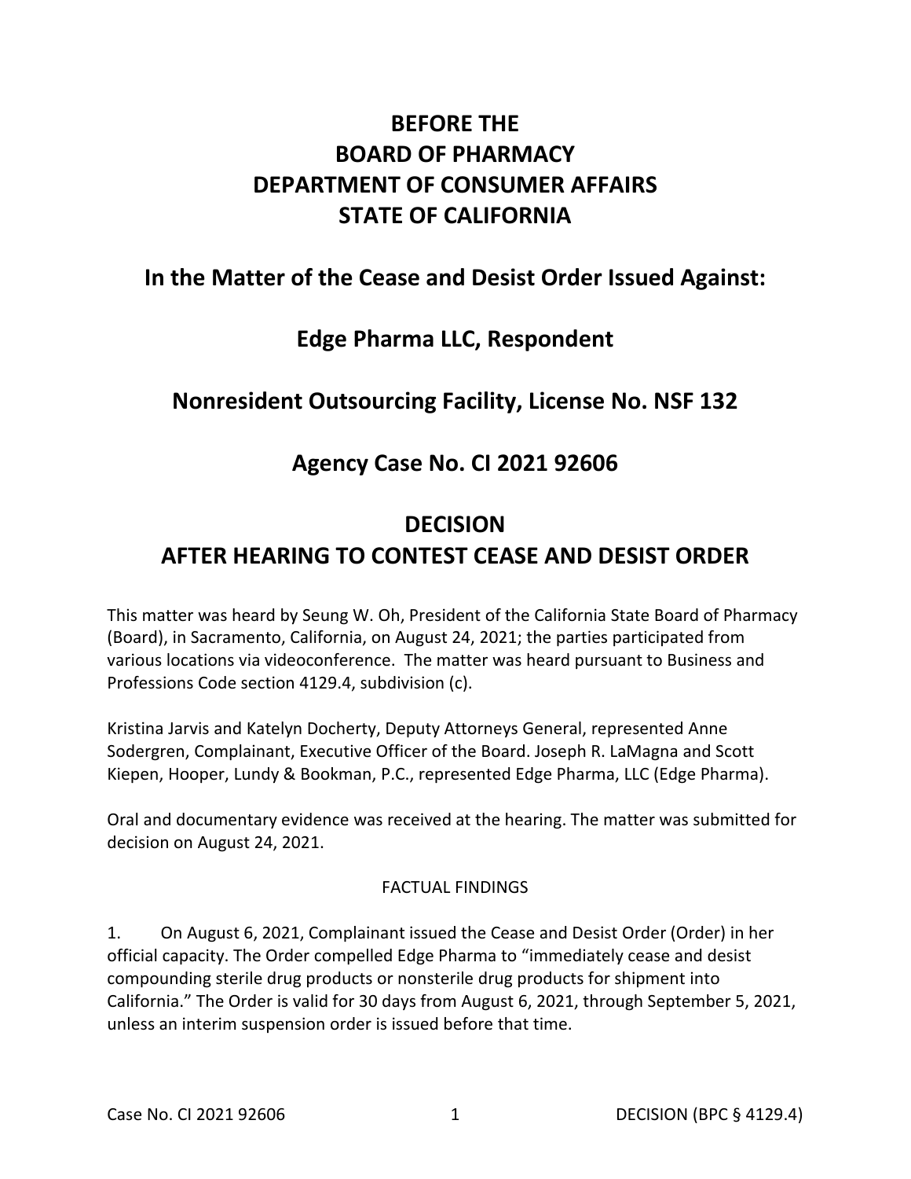# BEFORE THE
# BOARD OF PHARMACY
# DEPARTMENT OF CONSUMER AFFAIRS
# STATE OF CALIFORNIA

## In the Matter of the Cease and Desist Order Issued Against:

## Edge Pharma LLC, Respondent

## Nonresident Outsourcing Facility, License No. NSF 132

## Agency Case No. CI 2021 92606

## DECISION
## AFTER HEARING TO CONTEST CEASE AND DESIST ORDER

This matter was heard by Seung W. Oh, President of the California State Board of Pharmacy (Board), in Sacramento, California, on August 24, 2021; the parties participated from various locations via videoconference. The matter was heard pursuant to Business and Professions Code section 4129.4, subdivision (c).

Kristina Jarvis and Katelyn Docherty, Deputy Attorneys General, represented Anne Sodergren, Complainant, Executive Officer of the Board. Joseph R. LaMagna and Scott Kiepen, Hooper, Lundy & Bookman, P.C., represented Edge Pharma, LLC (Edge Pharma).

Oral and documentary evidence was received at the hearing. The matter was submitted for decision on August 24, 2021.

FACTUAL FINDINGS

1. On August 6, 2021, Complainant issued the Cease and Desist Order (Order) in her official capacity. The Order compelled Edge Pharma to "immediately cease and desist compounding sterile drug products or nonsterile drug products for shipment into California." The Order is valid for 30 days from August 6, 2021, through September 5, 2021, unless an interim suspension order is issued before that time.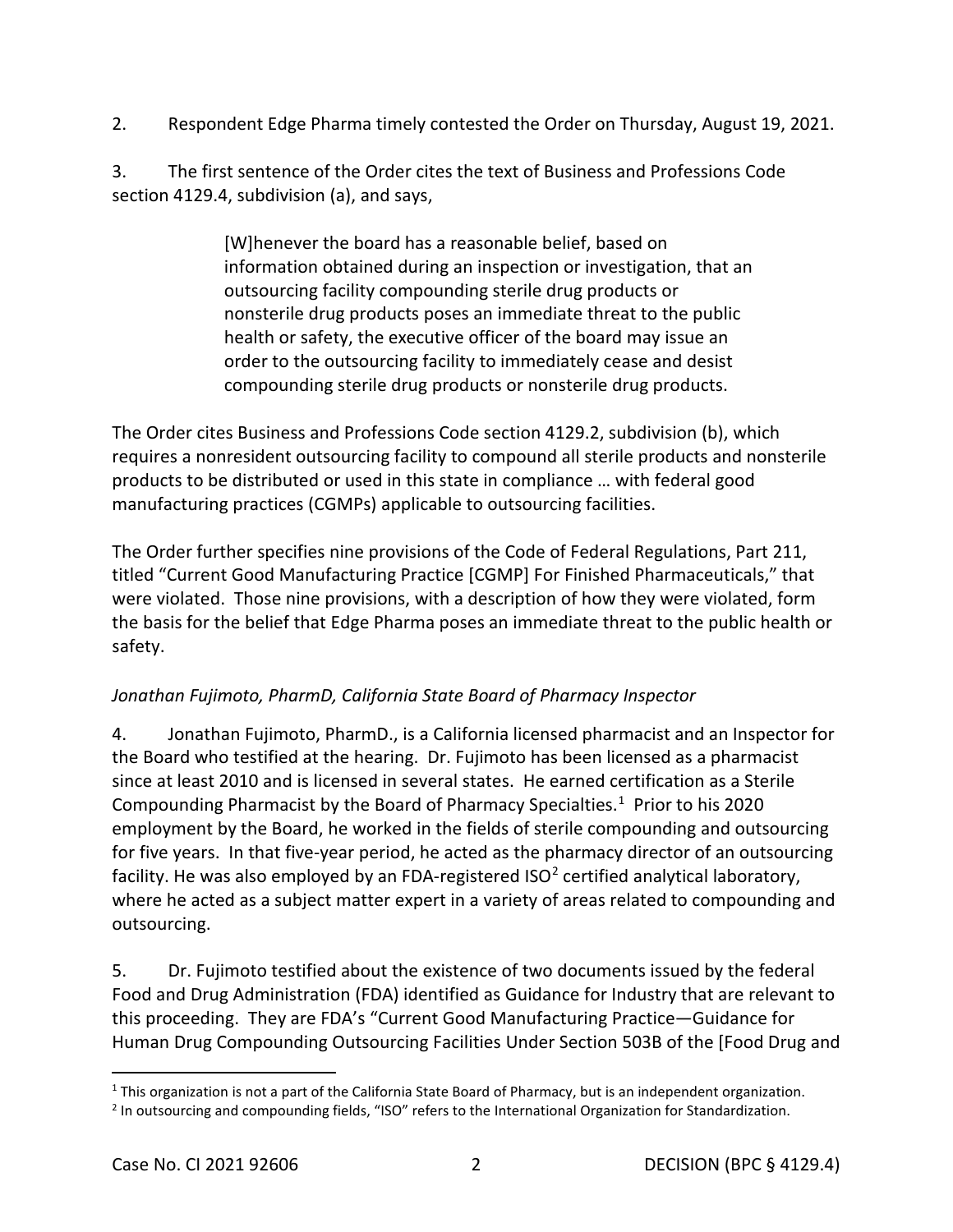2. Respondent Edge Pharma timely contested the Order on Thursday, August 19, 2021.

3. The first sentence of the Order cites the text of Business and Professions Code section 4129.4, subdivision (a), and says,

> [W]henever the board has a reasonable belief, based on information obtained during an inspection or investigation, that an outsourcing facility compounding sterile drug products or nonsterile drug products poses an immediate threat to the public health or safety, the executive officer of the board may issue an order to the outsourcing facility to immediately cease and desist compounding sterile drug products or nonsterile drug products.

The Order cites Business and Professions Code section 4129.2, subdivision (b), which requires a nonresident outsourcing facility to compound all sterile products and nonsterile products to be distributed or used in this state in compliance … with federal good manufacturing practices (CGMPs) applicable to outsourcing facilities.

The Order further specifies nine provisions of the Code of Federal Regulations, Part 211, titled "Current Good Manufacturing Practice [CGMP] For Finished Pharmaceuticals," that were violated. Those nine provisions, with a description of how they were violated, form the basis for the belief that Edge Pharma poses an immediate threat to the public health or safety.

*Jonathan Fujimoto, PharmD, California State Board of Pharmacy Inspector*

4. Jonathan Fujimoto, PharmD., is a California licensed pharmacist and an Inspector for the Board who testified at the hearing. Dr. Fujimoto has been licensed as a pharmacist since at least 2010 and is licensed in several states. He earned certification as a Sterile Compounding Pharmacist by the Board of Pharmacy Specialties.[1] Prior to his 2020 employment by the Board, he worked in the fields of sterile compounding and outsourcing for five years. In that five-year period, he acted as the pharmacy director of an outsourcing facility. He was also employed by an FDA-registered ISO[2] certified analytical laboratory, where he acted as a subject matter expert in a variety of areas related to compounding and outsourcing.

5. Dr. Fujimoto testified about the existence of two documents issued by the federal Food and Drug Administration (FDA) identified as Guidance for Industry that are relevant to this proceeding. They are FDA's "Current Good Manufacturing Practice—Guidance for Human Drug Compounding Outsourcing Facilities Under Section 503B of the [Food Drug and

[1] This organization is not a part of the California State Board of Pharmacy, but is an independent organization.

[2] In outsourcing and compounding fields, "ISO" refers to the International Organization for Standardization.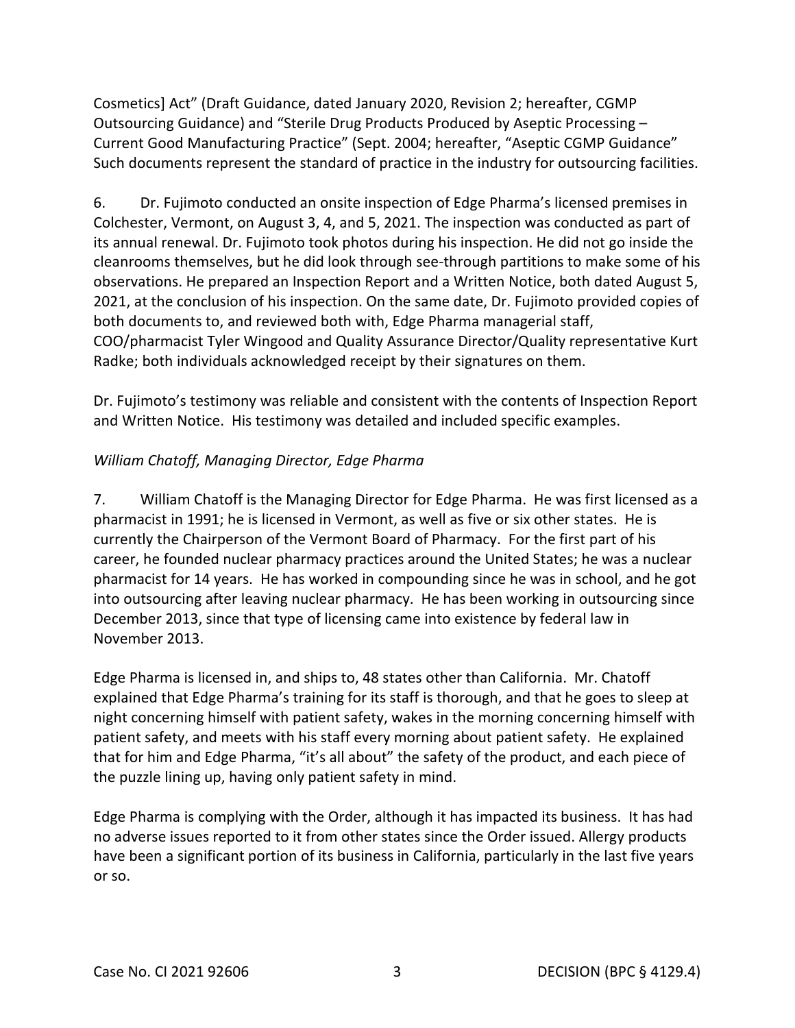Cosmetics] Act" (Draft Guidance, dated January 2020, Revision 2; hereafter, CGMP Outsourcing Guidance) and "Sterile Drug Products Produced by Aseptic Processing – Current Good Manufacturing Practice" (Sept. 2004; hereafter, "Aseptic CGMP Guidance" Such documents represent the standard of practice in the industry for outsourcing facilities.

6. Dr. Fujimoto conducted an onsite inspection of Edge Pharma's licensed premises in Colchester, Vermont, on August 3, 4, and 5, 2021. The inspection was conducted as part of its annual renewal. Dr. Fujimoto took photos during his inspection. He did not go inside the cleanrooms themselves, but he did look through see-through partitions to make some of his observations. He prepared an Inspection Report and a Written Notice, both dated August 5, 2021, at the conclusion of his inspection. On the same date, Dr. Fujimoto provided copies of both documents to, and reviewed both with, Edge Pharma managerial staff, COO/pharmacist Tyler Wingood and Quality Assurance Director/Quality representative Kurt Radke; both individuals acknowledged receipt by their signatures on them.

Dr. Fujimoto's testimony was reliable and consistent with the contents of Inspection Report and Written Notice. His testimony was detailed and included specific examples.

*William Chatoff, Managing Director, Edge Pharma*

7. William Chatoff is the Managing Director for Edge Pharma. He was first licensed as a pharmacist in 1991; he is licensed in Vermont, as well as five or six other states. He is currently the Chairperson of the Vermont Board of Pharmacy. For the first part of his career, he founded nuclear pharmacy practices around the United States; he was a nuclear pharmacist for 14 years. He has worked in compounding since he was in school, and he got into outsourcing after leaving nuclear pharmacy. He has been working in outsourcing since December 2013, since that type of licensing came into existence by federal law in November 2013.

Edge Pharma is licensed in, and ships to, 48 states other than California. Mr. Chatoff explained that Edge Pharma's training for its staff is thorough, and that he goes to sleep at night concerning himself with patient safety, wakes in the morning concerning himself with patient safety, and meets with his staff every morning about patient safety. He explained that for him and Edge Pharma, "it's all about" the safety of the product, and each piece of the puzzle lining up, having only patient safety in mind.

Edge Pharma is complying with the Order, although it has impacted its business. It has had no adverse issues reported to it from other states since the Order issued. Allergy products have been a significant portion of its business in California, particularly in the last five years or so.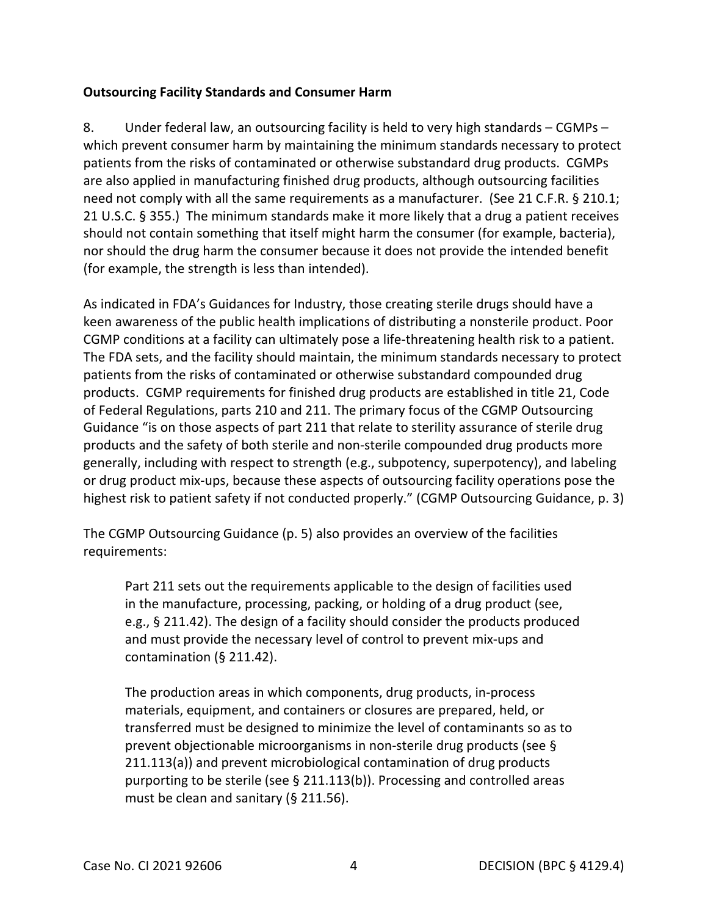**Outsourcing Facility Standards and Consumer Harm**

8. Under federal law, an outsourcing facility is held to very high standards – CGMPs – which prevent consumer harm by maintaining the minimum standards necessary to protect patients from the risks of contaminated or otherwise substandard drug products. CGMPs are also applied in manufacturing finished drug products, although outsourcing facilities need not comply with all the same requirements as a manufacturer. (See 21 C.F.R. § 210.1; 21 U.S.C. § 355.) The minimum standards make it more likely that a drug a patient receives should not contain something that itself might harm the consumer (for example, bacteria), nor should the drug harm the consumer because it does not provide the intended benefit (for example, the strength is less than intended).

As indicated in FDA's Guidances for Industry, those creating sterile drugs should have a keen awareness of the public health implications of distributing a nonsterile product. Poor CGMP conditions at a facility can ultimately pose a life-threatening health risk to a patient. The FDA sets, and the facility should maintain, the minimum standards necessary to protect patients from the risks of contaminated or otherwise substandard compounded drug products. CGMP requirements for finished drug products are established in title 21, Code of Federal Regulations, parts 210 and 211. The primary focus of the CGMP Outsourcing Guidance "is on those aspects of part 211 that relate to sterility assurance of sterile drug products and the safety of both sterile and non-sterile compounded drug products more generally, including with respect to strength (e.g., subpotency, superpotency), and labeling or drug product mix-ups, because these aspects of outsourcing facility operations pose the highest risk to patient safety if not conducted properly." (CGMP Outsourcing Guidance, p. 3)

The CGMP Outsourcing Guidance (p. 5) also provides an overview of the facilities requirements:

> Part 211 sets out the requirements applicable to the design of facilities used in the manufacture, processing, packing, or holding of a drug product (see, e.g., § 211.42). The design of a facility should consider the products produced and must provide the necessary level of control to prevent mix-ups and contamination (§ 211.42).
>
> The production areas in which components, drug products, in-process materials, equipment, and containers or closures are prepared, held, or transferred must be designed to minimize the level of contaminants so as to prevent objectionable microorganisms in non-sterile drug products (see § 211.113(a)) and prevent microbiological contamination of drug products purporting to be sterile (see § 211.113(b)). Processing and controlled areas must be clean and sanitary (§ 211.56).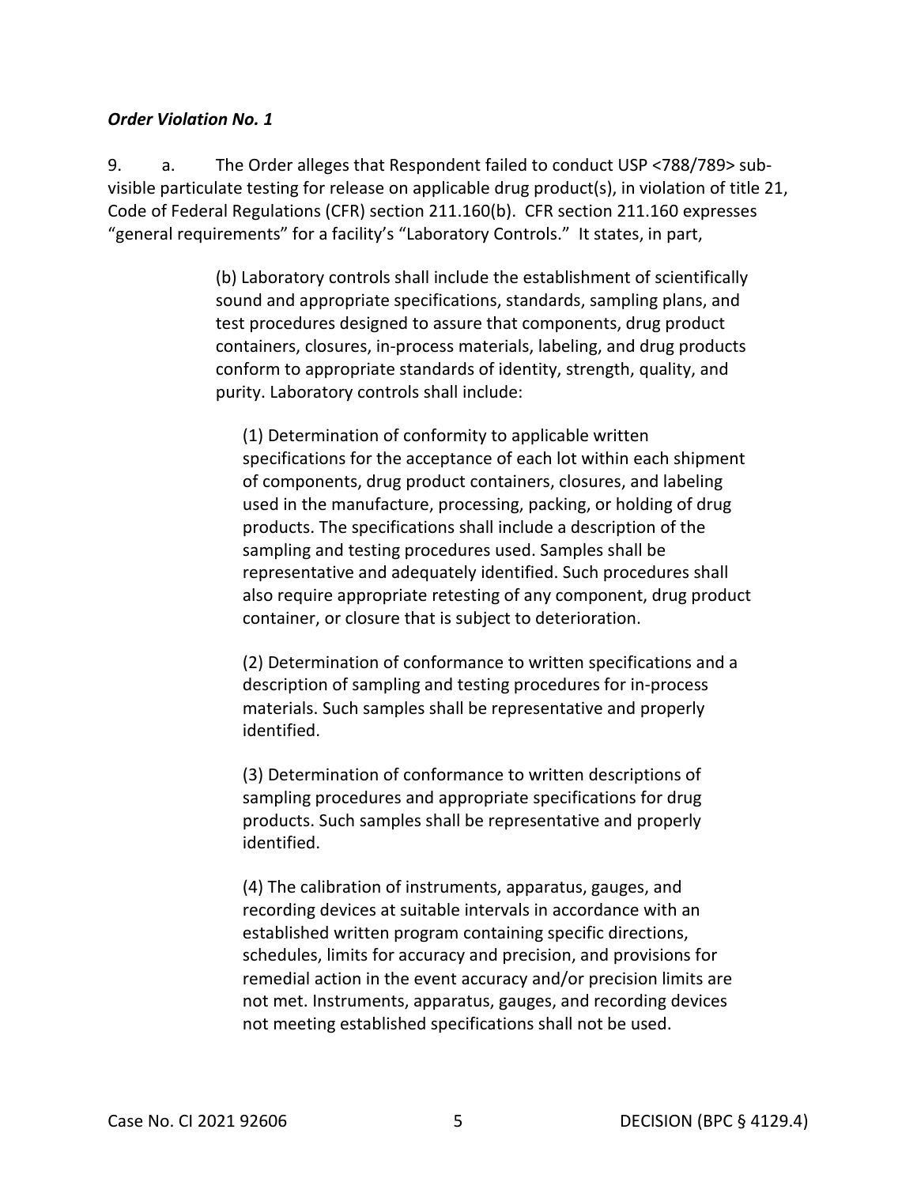***Order Violation No. 1***

9. a. The Order alleges that Respondent failed to conduct USP <788/789> sub-visible particulate testing for release on applicable drug product(s), in violation of title 21, Code of Federal Regulations (CFR) section 211.160(b). CFR section 211.160 expresses "general requirements" for a facility's "Laboratory Controls." It states, in part,

> (b) Laboratory controls shall include the establishment of scientifically sound and appropriate specifications, standards, sampling plans, and test procedures designed to assure that components, drug product containers, closures, in-process materials, labeling, and drug products conform to appropriate standards of identity, strength, quality, and purity. Laboratory controls shall include:
>
> (1) Determination of conformity to applicable written specifications for the acceptance of each lot within each shipment of components, drug product containers, closures, and labeling used in the manufacture, processing, packing, or holding of drug products. The specifications shall include a description of the sampling and testing procedures used. Samples shall be representative and adequately identified. Such procedures shall also require appropriate retesting of any component, drug product container, or closure that is subject to deterioration.
>
> (2) Determination of conformance to written specifications and a description of sampling and testing procedures for in-process materials. Such samples shall be representative and properly identified.
>
> (3) Determination of conformance to written descriptions of sampling procedures and appropriate specifications for drug products. Such samples shall be representative and properly identified.
>
> (4) The calibration of instruments, apparatus, gauges, and recording devices at suitable intervals in accordance with an established written program containing specific directions, schedules, limits for accuracy and precision, and provisions for remedial action in the event accuracy and/or precision limits are not met. Instruments, apparatus, gauges, and recording devices not meeting established specifications shall not be used.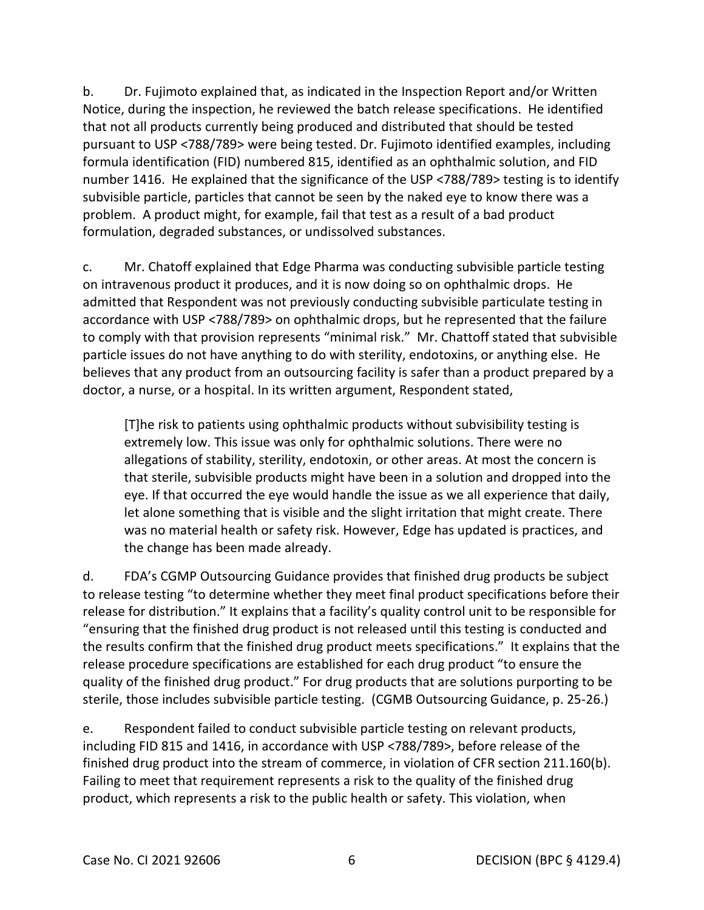b. Dr. Fujimoto explained that, as indicated in the Inspection Report and/or Written Notice, during the inspection, he reviewed the batch release specifications. He identified that not all products currently being produced and distributed that should be tested pursuant to USP <788/789> were being tested. Dr. Fujimoto identified examples, including formula identification (FID) numbered 815, identified as an ophthalmic solution, and FID number 1416. He explained that the significance of the USP <788/789> testing is to identify subvisible particle, particles that cannot be seen by the naked eye to know there was a problem. A product might, for example, fail that test as a result of a bad product formulation, degraded substances, or undissolved substances.

c. Mr. Chatoff explained that Edge Pharma was conducting subvisible particle testing on intravenous product it produces, and it is now doing so on ophthalmic drops. He admitted that Respondent was not previously conducting subvisible particulate testing in accordance with USP <788/789> on ophthalmic drops, but he represented that the failure to comply with that provision represents "minimal risk." Mr. Chattoff stated that subvisible particle issues do not have anything to do with sterility, endotoxins, or anything else. He believes that any product from an outsourcing facility is safer than a product prepared by a doctor, a nurse, or a hospital. In its written argument, Respondent stated,

> [T]he risk to patients using ophthalmic products without subvisibility testing is extremely low. This issue was only for ophthalmic solutions. There were no allegations of stability, sterility, endotoxin, or other areas. At most the concern is that sterile, subvisible products might have been in a solution and dropped into the eye. If that occurred the eye would handle the issue as we all experience that daily, let alone something that is visible and the slight irritation that might create. There was no material health or safety risk. However, Edge has updated is practices, and the change has been made already.

d. FDA's CGMP Outsourcing Guidance provides that finished drug products be subject to release testing "to determine whether they meet final product specifications before their release for distribution." It explains that a facility's quality control unit to be responsible for "ensuring that the finished drug product is not released until this testing is conducted and the results confirm that the finished drug product meets specifications." It explains that the release procedure specifications are established for each drug product "to ensure the quality of the finished drug product." For drug products that are solutions purporting to be sterile, those includes subvisible particle testing. (CGMB Outsourcing Guidance, p. 25-26.)

e. Respondent failed to conduct subvisible particle testing on relevant products, including FID 815 and 1416, in accordance with USP <788/789>, before release of the finished drug product into the stream of commerce, in violation of CFR section 211.160(b). Failing to meet that requirement represents a risk to the quality of the finished drug product, which represents a risk to the public health or safety. This violation, when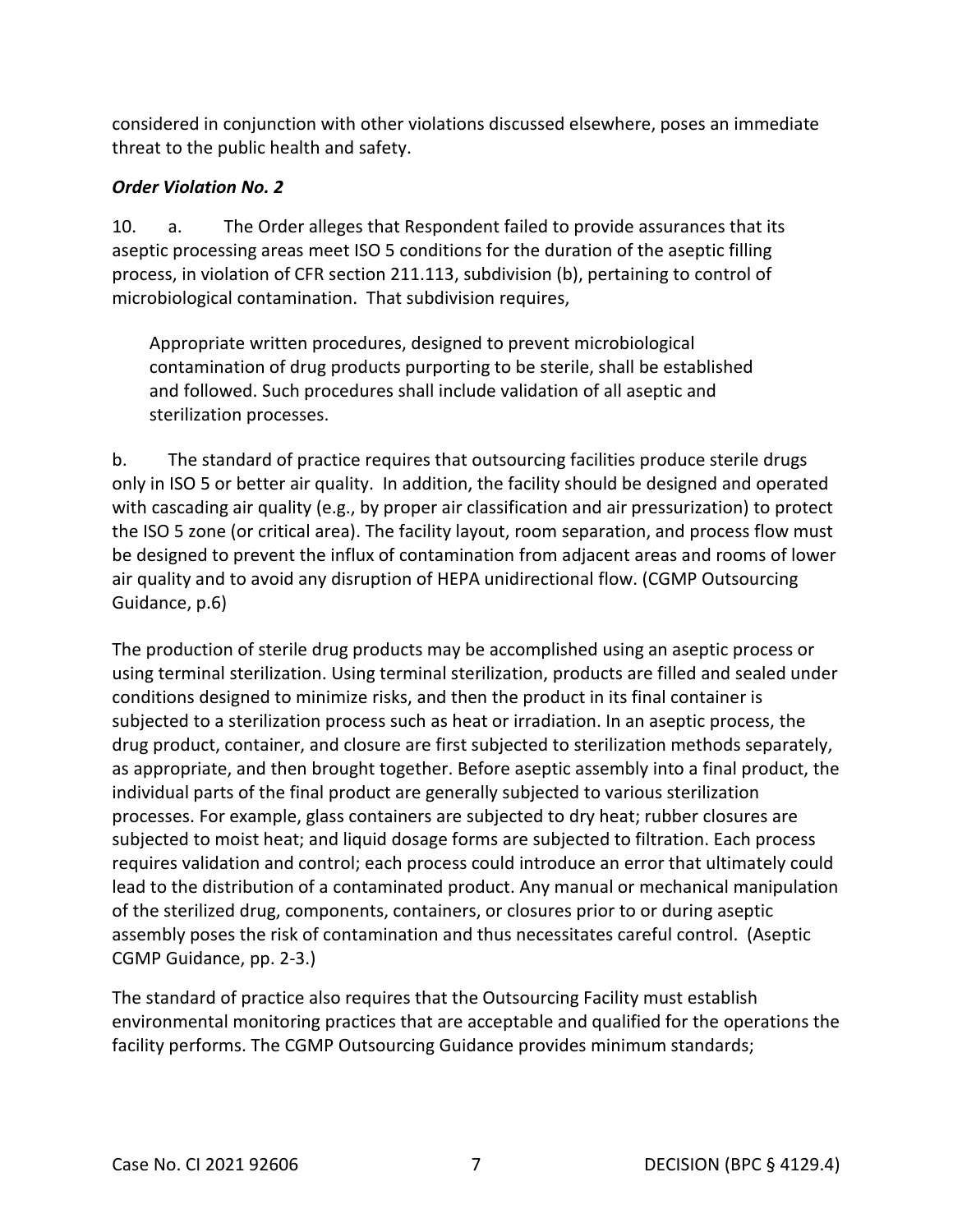considered in conjunction with other violations discussed elsewhere, poses an immediate threat to the public health and safety.

***Order Violation No. 2***

10. a. The Order alleges that Respondent failed to provide assurances that its aseptic processing areas meet ISO 5 conditions for the duration of the aseptic filling process, in violation of CFR section 211.113, subdivision (b), pertaining to control of microbiological contamination. That subdivision requires,

> Appropriate written procedures, designed to prevent microbiological contamination of drug products purporting to be sterile, shall be established and followed. Such procedures shall include validation of all aseptic and sterilization processes.

b. The standard of practice requires that outsourcing facilities produce sterile drugs only in ISO 5 or better air quality. In addition, the facility should be designed and operated with cascading air quality (e.g., by proper air classification and air pressurization) to protect the ISO 5 zone (or critical area). The facility layout, room separation, and process flow must be designed to prevent the influx of contamination from adjacent areas and rooms of lower air quality and to avoid any disruption of HEPA unidirectional flow. (CGMP Outsourcing Guidance, p.6)

The production of sterile drug products may be accomplished using an aseptic process or using terminal sterilization. Using terminal sterilization, products are filled and sealed under conditions designed to minimize risks, and then the product in its final container is subjected to a sterilization process such as heat or irradiation. In an aseptic process, the drug product, container, and closure are first subjected to sterilization methods separately, as appropriate, and then brought together. Before aseptic assembly into a final product, the individual parts of the final product are generally subjected to various sterilization processes. For example, glass containers are subjected to dry heat; rubber closures are subjected to moist heat; and liquid dosage forms are subjected to filtration. Each process requires validation and control; each process could introduce an error that ultimately could lead to the distribution of a contaminated product. Any manual or mechanical manipulation of the sterilized drug, components, containers, or closures prior to or during aseptic assembly poses the risk of contamination and thus necessitates careful control. (Aseptic CGMP Guidance, pp. 2-3.)

The standard of practice also requires that the Outsourcing Facility must establish environmental monitoring practices that are acceptable and qualified for the operations the facility performs. The CGMP Outsourcing Guidance provides minimum standards;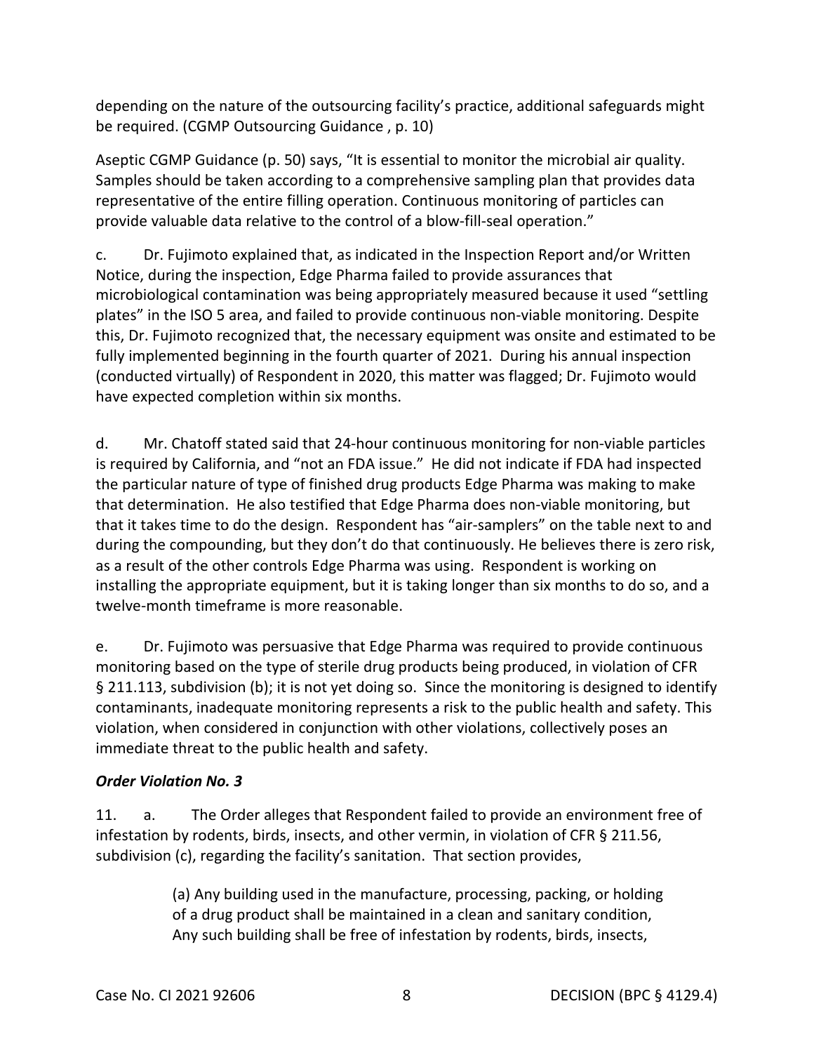depending on the nature of the outsourcing facility's practice, additional safeguards might be required. (CGMP Outsourcing Guidance , p. 10)

Aseptic CGMP Guidance (p. 50) says, "It is essential to monitor the microbial air quality. Samples should be taken according to a comprehensive sampling plan that provides data representative of the entire filling operation. Continuous monitoring of particles can provide valuable data relative to the control of a blow-fill-seal operation."

c. Dr. Fujimoto explained that, as indicated in the Inspection Report and/or Written Notice, during the inspection, Edge Pharma failed to provide assurances that microbiological contamination was being appropriately measured because it used "settling plates" in the ISO 5 area, and failed to provide continuous non-viable monitoring. Despite this, Dr. Fujimoto recognized that, the necessary equipment was onsite and estimated to be fully implemented beginning in the fourth quarter of 2021. During his annual inspection (conducted virtually) of Respondent in 2020, this matter was flagged; Dr. Fujimoto would have expected completion within six months.

d. Mr. Chatoff stated said that 24-hour continuous monitoring for non-viable particles is required by California, and "not an FDA issue." He did not indicate if FDA had inspected the particular nature of type of finished drug products Edge Pharma was making to make that determination. He also testified that Edge Pharma does non-viable monitoring, but that it takes time to do the design. Respondent has "air-samplers" on the table next to and during the compounding, but they don't do that continuously. He believes there is zero risk, as a result of the other controls Edge Pharma was using. Respondent is working on installing the appropriate equipment, but it is taking longer than six months to do so, and a twelve-month timeframe is more reasonable.

e. Dr. Fujimoto was persuasive that Edge Pharma was required to provide continuous monitoring based on the type of sterile drug products being produced, in violation of CFR § 211.113, subdivision (b); it is not yet doing so. Since the monitoring is designed to identify contaminants, inadequate monitoring represents a risk to the public health and safety. This violation, when considered in conjunction with other violations, collectively poses an immediate threat to the public health and safety.

***Order Violation No. 3***

11. a. The Order alleges that Respondent failed to provide an environment free of infestation by rodents, birds, insects, and other vermin, in violation of CFR § 211.56, subdivision (c), regarding the facility's sanitation. That section provides,

> (a) Any building used in the manufacture, processing, packing, or holding of a drug product shall be maintained in a clean and sanitary condition, Any such building shall be free of infestation by rodents, birds, insects,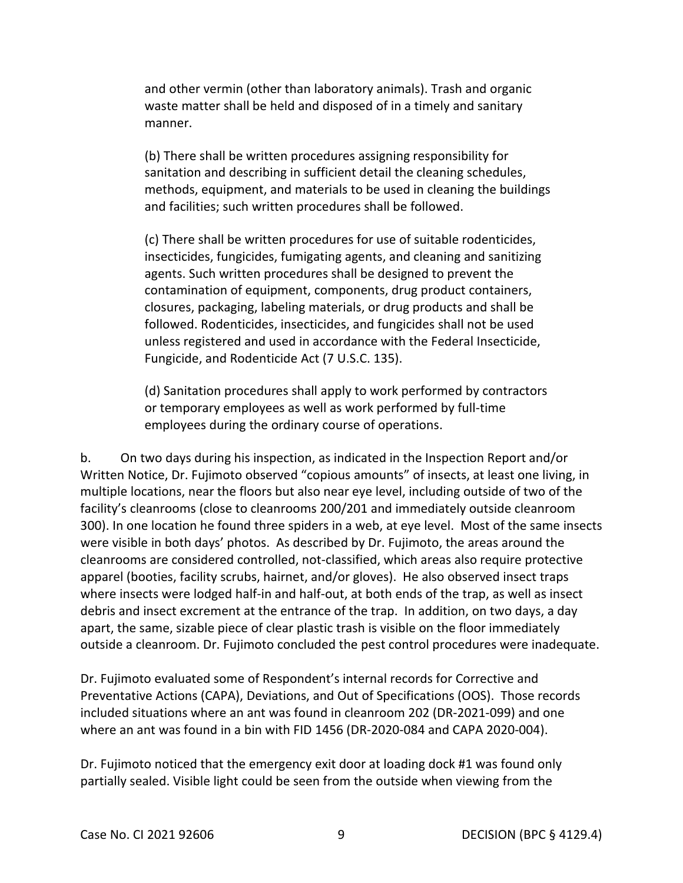and other vermin (other than laboratory animals). Trash and organic waste matter shall be held and disposed of in a timely and sanitary manner.

(b) There shall be written procedures assigning responsibility for sanitation and describing in sufficient detail the cleaning schedules, methods, equipment, and materials to be used in cleaning the buildings and facilities; such written procedures shall be followed.

(c) There shall be written procedures for use of suitable rodenticides, insecticides, fungicides, fumigating agents, and cleaning and sanitizing agents. Such written procedures shall be designed to prevent the contamination of equipment, components, drug product containers, closures, packaging, labeling materials, or drug products and shall be followed. Rodenticides, insecticides, and fungicides shall not be used unless registered and used in accordance with the Federal Insecticide, Fungicide, and Rodenticide Act (7 U.S.C. 135).

(d) Sanitation procedures shall apply to work performed by contractors or temporary employees as well as work performed by full-time employees during the ordinary course of operations.

b. On two days during his inspection, as indicated in the Inspection Report and/or Written Notice, Dr. Fujimoto observed "copious amounts" of insects, at least one living, in multiple locations, near the floors but also near eye level, including outside of two of the facility's cleanrooms (close to cleanrooms 200/201 and immediately outside cleanroom 300). In one location he found three spiders in a web, at eye level. Most of the same insects were visible in both days' photos. As described by Dr. Fujimoto, the areas around the cleanrooms are considered controlled, not-classified, which areas also require protective apparel (booties, facility scrubs, hairnet, and/or gloves). He also observed insect traps where insects were lodged half-in and half-out, at both ends of the trap, as well as insect debris and insect excrement at the entrance of the trap. In addition, on two days, a day apart, the same, sizable piece of clear plastic trash is visible on the floor immediately outside a cleanroom. Dr. Fujimoto concluded the pest control procedures were inadequate.

Dr. Fujimoto evaluated some of Respondent's internal records for Corrective and Preventative Actions (CAPA), Deviations, and Out of Specifications (OOS). Those records included situations where an ant was found in cleanroom 202 (DR-2021-099) and one where an ant was found in a bin with FID 1456 (DR-2020-084 and CAPA 2020-004).

Dr. Fujimoto noticed that the emergency exit door at loading dock #1 was found only partially sealed. Visible light could be seen from the outside when viewing from the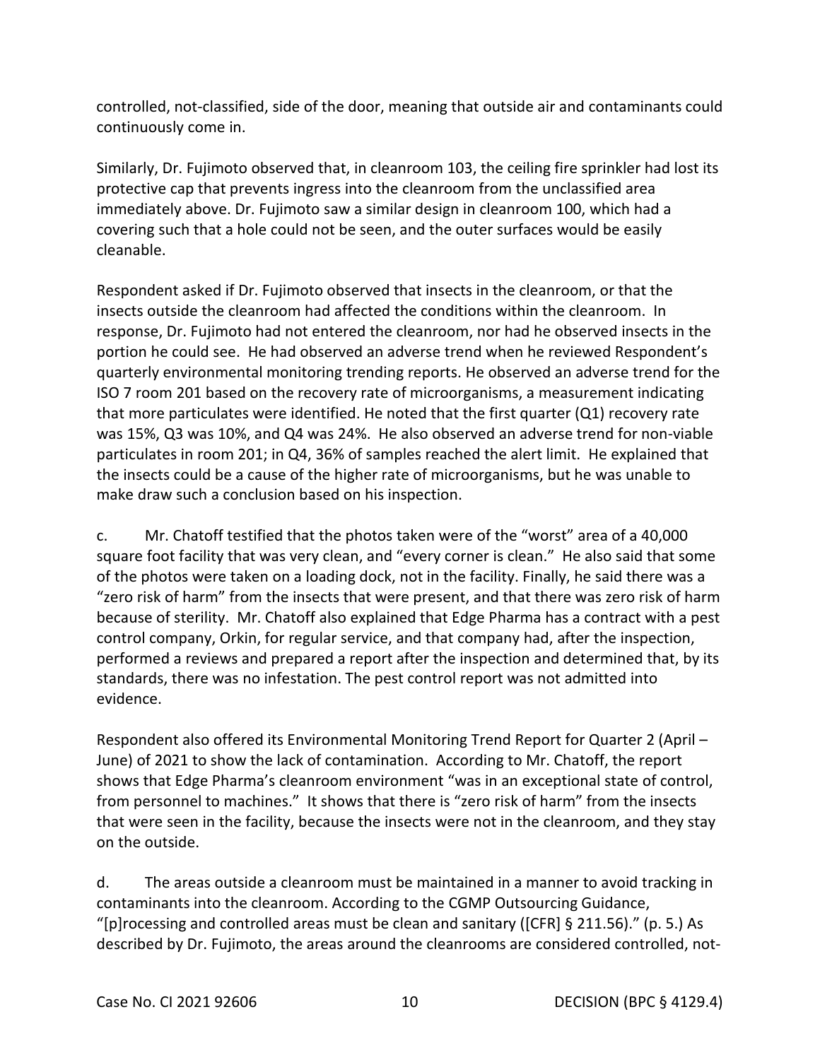controlled, not-classified, side of the door, meaning that outside air and contaminants could continuously come in.

Similarly, Dr. Fujimoto observed that, in cleanroom 103, the ceiling fire sprinkler had lost its protective cap that prevents ingress into the cleanroom from the unclassified area immediately above. Dr. Fujimoto saw a similar design in cleanroom 100, which had a covering such that a hole could not be seen, and the outer surfaces would be easily cleanable.

Respondent asked if Dr. Fujimoto observed that insects in the cleanroom, or that the insects outside the cleanroom had affected the conditions within the cleanroom. In response, Dr. Fujimoto had not entered the cleanroom, nor had he observed insects in the portion he could see. He had observed an adverse trend when he reviewed Respondent's quarterly environmental monitoring trending reports. He observed an adverse trend for the ISO 7 room 201 based on the recovery rate of microorganisms, a measurement indicating that more particulates were identified. He noted that the first quarter (Q1) recovery rate was 15%, Q3 was 10%, and Q4 was 24%. He also observed an adverse trend for non-viable particulates in room 201; in Q4, 36% of samples reached the alert limit. He explained that the insects could be a cause of the higher rate of microorganisms, but he was unable to make draw such a conclusion based on his inspection.

c. Mr. Chatoff testified that the photos taken were of the "worst" area of a 40,000 square foot facility that was very clean, and "every corner is clean." He also said that some of the photos were taken on a loading dock, not in the facility. Finally, he said there was a "zero risk of harm" from the insects that were present, and that there was zero risk of harm because of sterility. Mr. Chatoff also explained that Edge Pharma has a contract with a pest control company, Orkin, for regular service, and that company had, after the inspection, performed a reviews and prepared a report after the inspection and determined that, by its standards, there was no infestation. The pest control report was not admitted into evidence.

Respondent also offered its Environmental Monitoring Trend Report for Quarter 2 (April – June) of 2021 to show the lack of contamination. According to Mr. Chatoff, the report shows that Edge Pharma's cleanroom environment "was in an exceptional state of control, from personnel to machines." It shows that there is "zero risk of harm" from the insects that were seen in the facility, because the insects were not in the cleanroom, and they stay on the outside.

d. The areas outside a cleanroom must be maintained in a manner to avoid tracking in contaminants into the cleanroom. According to the CGMP Outsourcing Guidance, "[p]rocessing and controlled areas must be clean and sanitary ([CFR] § 211.56)." (p. 5.) As described by Dr. Fujimoto, the areas around the cleanrooms are considered controlled, not-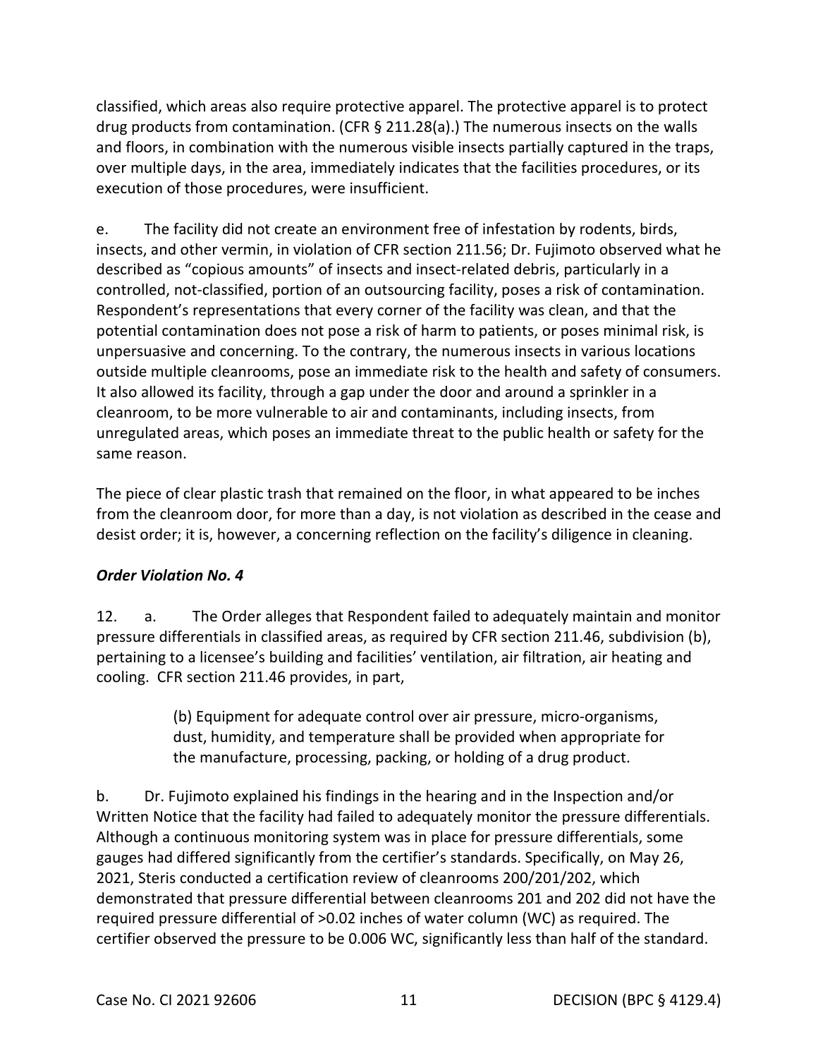classified, which areas also require protective apparel. The protective apparel is to protect drug products from contamination. (CFR § 211.28(a).) The numerous insects on the walls and floors, in combination with the numerous visible insects partially captured in the traps, over multiple days, in the area, immediately indicates that the facilities procedures, or its execution of those procedures, were insufficient.

e. The facility did not create an environment free of infestation by rodents, birds, insects, and other vermin, in violation of CFR section 211.56; Dr. Fujimoto observed what he described as "copious amounts" of insects and insect-related debris, particularly in a controlled, not-classified, portion of an outsourcing facility, poses a risk of contamination. Respondent's representations that every corner of the facility was clean, and that the potential contamination does not pose a risk of harm to patients, or poses minimal risk, is unpersuasive and concerning. To the contrary, the numerous insects in various locations outside multiple cleanrooms, pose an immediate risk to the health and safety of consumers. It also allowed its facility, through a gap under the door and around a sprinkler in a cleanroom, to be more vulnerable to air and contaminants, including insects, from unregulated areas, which poses an immediate threat to the public health or safety for the same reason.

The piece of clear plastic trash that remained on the floor, in what appeared to be inches from the cleanroom door, for more than a day, is not violation as described in the cease and desist order; it is, however, a concerning reflection on the facility's diligence in cleaning.

***Order Violation No. 4***

12. a. The Order alleges that Respondent failed to adequately maintain and monitor pressure differentials in classified areas, as required by CFR section 211.46, subdivision (b), pertaining to a licensee's building and facilities' ventilation, air filtration, air heating and cooling. CFR section 211.46 provides, in part,

> (b) Equipment for adequate control over air pressure, micro-organisms, dust, humidity, and temperature shall be provided when appropriate for the manufacture, processing, packing, or holding of a drug product.

b. Dr. Fujimoto explained his findings in the hearing and in the Inspection and/or Written Notice that the facility had failed to adequately monitor the pressure differentials. Although a continuous monitoring system was in place for pressure differentials, some gauges had differed significantly from the certifier's standards. Specifically, on May 26, 2021, Steris conducted a certification review of cleanrooms 200/201/202, which demonstrated that pressure differential between cleanrooms 201 and 202 did not have the required pressure differential of >0.02 inches of water column (WC) as required. The certifier observed the pressure to be 0.006 WC, significantly less than half of the standard.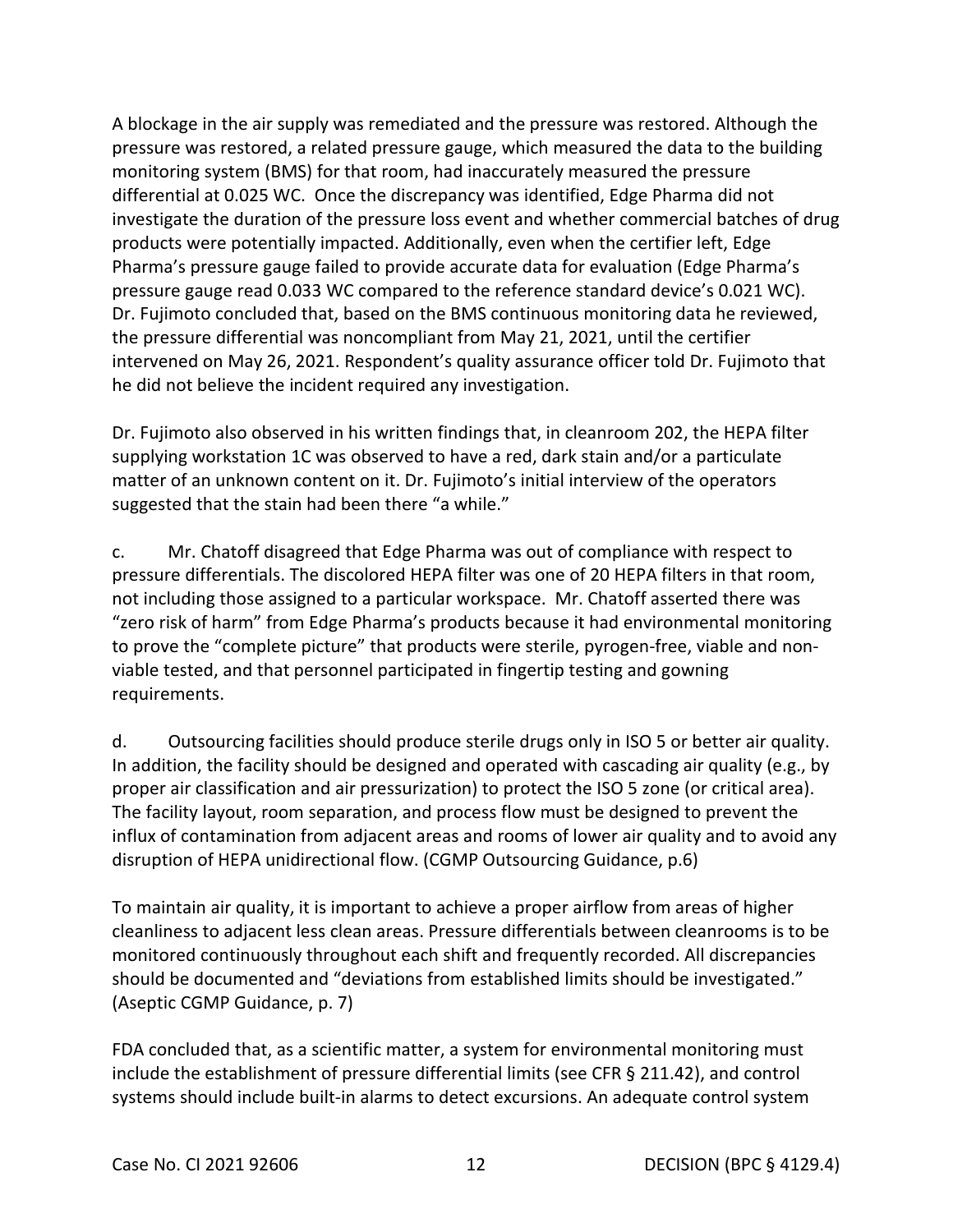A blockage in the air supply was remediated and the pressure was restored. Although the pressure was restored, a related pressure gauge, which measured the data to the building monitoring system (BMS) for that room, had inaccurately measured the pressure differential at 0.025 WC. Once the discrepancy was identified, Edge Pharma did not investigate the duration of the pressure loss event and whether commercial batches of drug products were potentially impacted. Additionally, even when the certifier left, Edge Pharma's pressure gauge failed to provide accurate data for evaluation (Edge Pharma's pressure gauge read 0.033 WC compared to the reference standard device's 0.021 WC). Dr. Fujimoto concluded that, based on the BMS continuous monitoring data he reviewed, the pressure differential was noncompliant from May 21, 2021, until the certifier intervened on May 26, 2021. Respondent's quality assurance officer told Dr. Fujimoto that he did not believe the incident required any investigation.

Dr. Fujimoto also observed in his written findings that, in cleanroom 202, the HEPA filter supplying workstation 1C was observed to have a red, dark stain and/or a particulate matter of an unknown content on it. Dr. Fujimoto's initial interview of the operators suggested that the stain had been there "a while."

c. Mr. Chatoff disagreed that Edge Pharma was out of compliance with respect to pressure differentials. The discolored HEPA filter was one of 20 HEPA filters in that room, not including those assigned to a particular workspace. Mr. Chatoff asserted there was "zero risk of harm" from Edge Pharma's products because it had environmental monitoring to prove the "complete picture" that products were sterile, pyrogen-free, viable and non-viable tested, and that personnel participated in fingertip testing and gowning requirements.

d. Outsourcing facilities should produce sterile drugs only in ISO 5 or better air quality. In addition, the facility should be designed and operated with cascading air quality (e.g., by proper air classification and air pressurization) to protect the ISO 5 zone (or critical area). The facility layout, room separation, and process flow must be designed to prevent the influx of contamination from adjacent areas and rooms of lower air quality and to avoid any disruption of HEPA unidirectional flow. (CGMP Outsourcing Guidance, p.6)

To maintain air quality, it is important to achieve a proper airflow from areas of higher cleanliness to adjacent less clean areas. Pressure differentials between cleanrooms is to be monitored continuously throughout each shift and frequently recorded. All discrepancies should be documented and "deviations from established limits should be investigated." (Aseptic CGMP Guidance, p. 7)

FDA concluded that, as a scientific matter, a system for environmental monitoring must include the establishment of pressure differential limits (see CFR § 211.42), and control systems should include built-in alarms to detect excursions. An adequate control system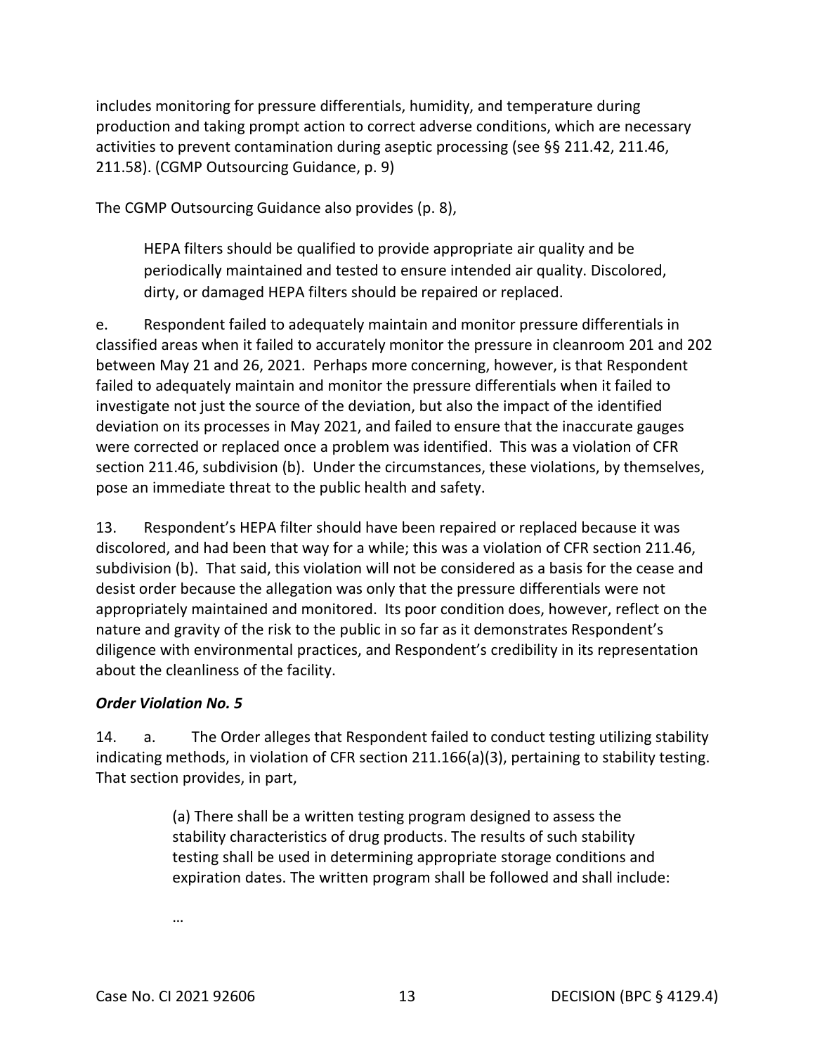includes monitoring for pressure differentials, humidity, and temperature during production and taking prompt action to correct adverse conditions, which are necessary activities to prevent contamination during aseptic processing (see §§ 211.42, 211.46, 211.58). (CGMP Outsourcing Guidance, p. 9)

The CGMP Outsourcing Guidance also provides (p. 8),

> HEPA filters should be qualified to provide appropriate air quality and be periodically maintained and tested to ensure intended air quality. Discolored, dirty, or damaged HEPA filters should be repaired or replaced.

e. Respondent failed to adequately maintain and monitor pressure differentials in classified areas when it failed to accurately monitor the pressure in cleanroom 201 and 202 between May 21 and 26, 2021. Perhaps more concerning, however, is that Respondent failed to adequately maintain and monitor the pressure differentials when it failed to investigate not just the source of the deviation, but also the impact of the identified deviation on its processes in May 2021, and failed to ensure that the inaccurate gauges were corrected or replaced once a problem was identified. This was a violation of CFR section 211.46, subdivision (b). Under the circumstances, these violations, by themselves, pose an immediate threat to the public health and safety.

13. Respondent's HEPA filter should have been repaired or replaced because it was discolored, and had been that way for a while; this was a violation of CFR section 211.46, subdivision (b). That said, this violation will not be considered as a basis for the cease and desist order because the allegation was only that the pressure differentials were not appropriately maintained and monitored. Its poor condition does, however, reflect on the nature and gravity of the risk to the public in so far as it demonstrates Respondent's diligence with environmental practices, and Respondent's credibility in its representation about the cleanliness of the facility.

### *Order Violation No. 5*

14. a. The Order alleges that Respondent failed to conduct testing utilizing stability indicating methods, in violation of CFR section 211.166(a)(3), pertaining to stability testing. That section provides, in part,

> (a) There shall be a written testing program designed to assess the stability characteristics of drug products. The results of such stability testing shall be used in determining appropriate storage conditions and expiration dates. The written program shall be followed and shall include:
>
> …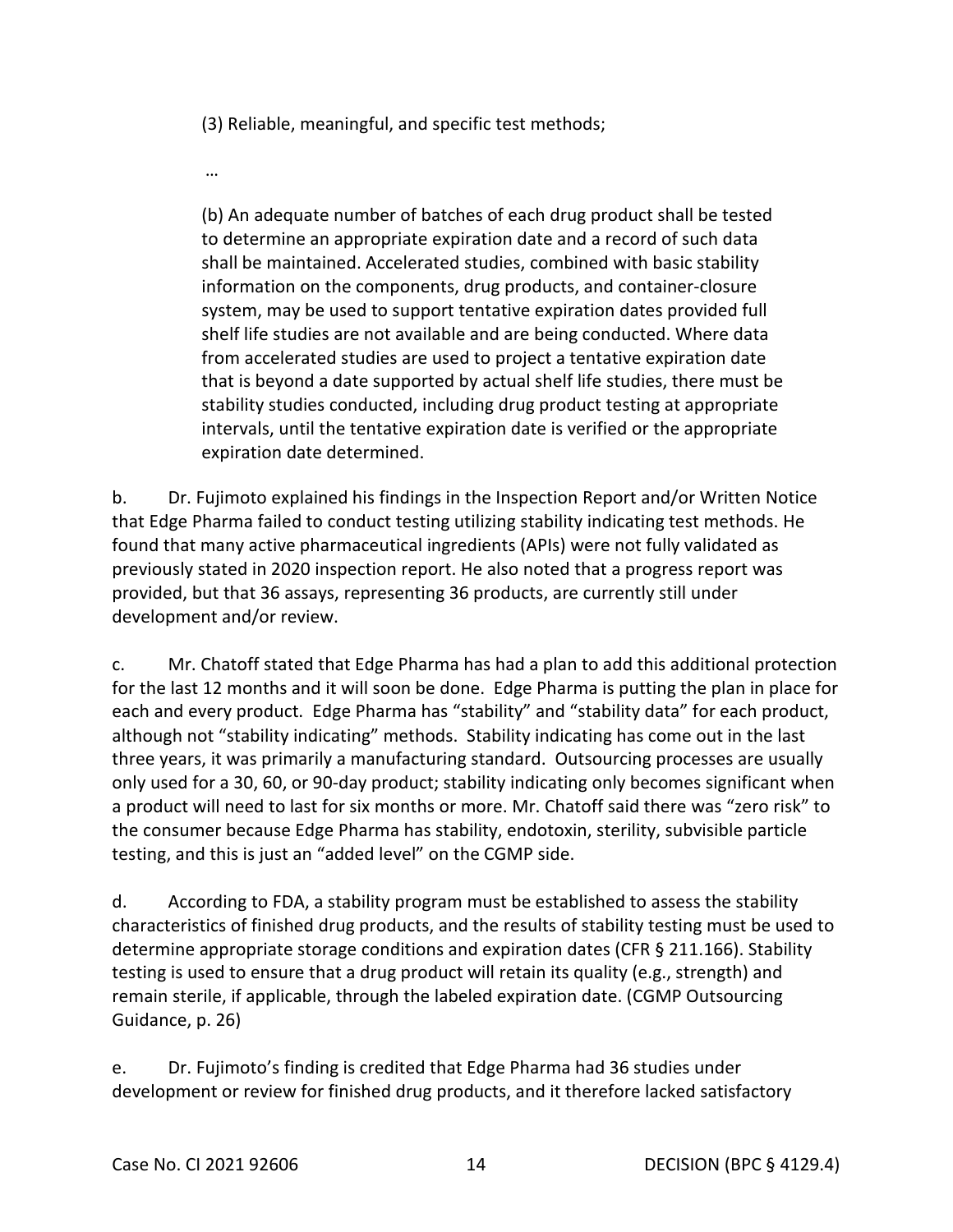> (3) Reliable, meaningful, and specific test methods;
>
> …
>
> (b) An adequate number of batches of each drug product shall be tested to determine an appropriate expiration date and a record of such data shall be maintained. Accelerated studies, combined with basic stability information on the components, drug products, and container-closure system, may be used to support tentative expiration dates provided full shelf life studies are not available and are being conducted. Where data from accelerated studies are used to project a tentative expiration date that is beyond a date supported by actual shelf life studies, there must be stability studies conducted, including drug product testing at appropriate intervals, until the tentative expiration date is verified or the appropriate expiration date determined.

b. Dr. Fujimoto explained his findings in the Inspection Report and/or Written Notice that Edge Pharma failed to conduct testing utilizing stability indicating test methods. He found that many active pharmaceutical ingredients (APIs) were not fully validated as previously stated in 2020 inspection report. He also noted that a progress report was provided, but that 36 assays, representing 36 products, are currently still under development and/or review.

c. Mr. Chatoff stated that Edge Pharma has had a plan to add this additional protection for the last 12 months and it will soon be done. Edge Pharma is putting the plan in place for each and every product. Edge Pharma has "stability" and "stability data" for each product, although not "stability indicating" methods. Stability indicating has come out in the last three years, it was primarily a manufacturing standard. Outsourcing processes are usually only used for a 30, 60, or 90-day product; stability indicating only becomes significant when a product will need to last for six months or more. Mr. Chatoff said there was "zero risk" to the consumer because Edge Pharma has stability, endotoxin, sterility, subvisible particle testing, and this is just an "added level" on the CGMP side.

d. According to FDA, a stability program must be established to assess the stability characteristics of finished drug products, and the results of stability testing must be used to determine appropriate storage conditions and expiration dates (CFR § 211.166). Stability testing is used to ensure that a drug product will retain its quality (e.g., strength) and remain sterile, if applicable, through the labeled expiration date. (CGMP Outsourcing Guidance, p. 26)

e. Dr. Fujimoto's finding is credited that Edge Pharma had 36 studies under development or review for finished drug products, and it therefore lacked satisfactory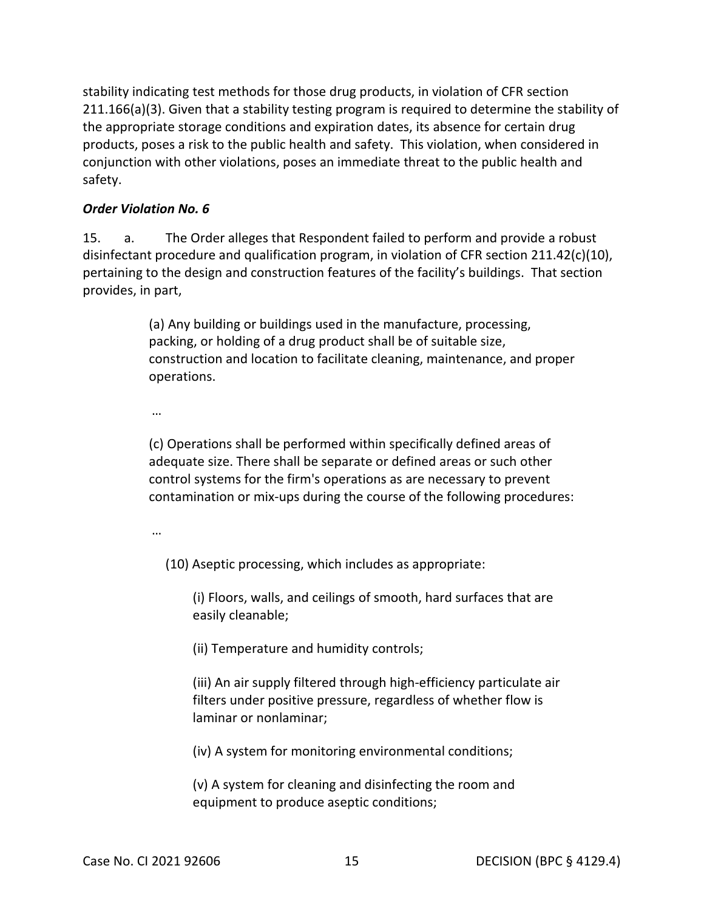stability indicating test methods for those drug products, in violation of CFR section 211.166(a)(3). Given that a stability testing program is required to determine the stability of the appropriate storage conditions and expiration dates, its absence for certain drug products, poses a risk to the public health and safety. This violation, when considered in conjunction with other violations, poses an immediate threat to the public health and safety.

***Order Violation No. 6***

15. a. The Order alleges that Respondent failed to perform and provide a robust disinfectant procedure and qualification program, in violation of CFR section 211.42(c)(10), pertaining to the design and construction features of the facility's buildings. That section provides, in part,

> (a) Any building or buildings used in the manufacture, processing, packing, or holding of a drug product shall be of suitable size, construction and location to facilitate cleaning, maintenance, and proper operations.
>
> …
>
> (c) Operations shall be performed within specifically defined areas of adequate size. There shall be separate or defined areas or such other control systems for the firm's operations as are necessary to prevent contamination or mix-ups during the course of the following procedures:
>
> …
>
> (10) Aseptic processing, which includes as appropriate:
>
> (i) Floors, walls, and ceilings of smooth, hard surfaces that are easily cleanable;
>
> (ii) Temperature and humidity controls;
>
> (iii) An air supply filtered through high-efficiency particulate air filters under positive pressure, regardless of whether flow is laminar or nonlaminar;
>
> (iv) A system for monitoring environmental conditions;
>
> (v) A system for cleaning and disinfecting the room and equipment to produce aseptic conditions;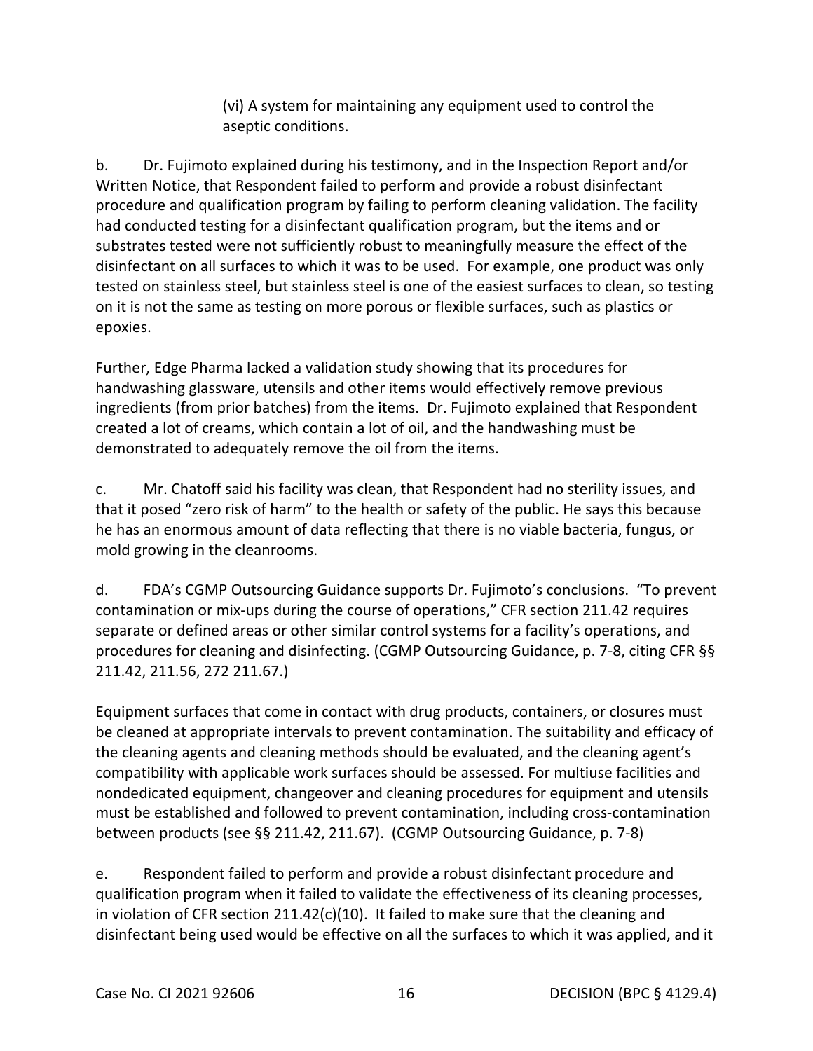(vi) A system for maintaining any equipment used to control the aseptic conditions.

b. Dr. Fujimoto explained during his testimony, and in the Inspection Report and/or Written Notice, that Respondent failed to perform and provide a robust disinfectant procedure and qualification program by failing to perform cleaning validation. The facility had conducted testing for a disinfectant qualification program, but the items and or substrates tested were not sufficiently robust to meaningfully measure the effect of the disinfectant on all surfaces to which it was to be used. For example, one product was only tested on stainless steel, but stainless steel is one of the easiest surfaces to clean, so testing on it is not the same as testing on more porous or flexible surfaces, such as plastics or epoxies.

Further, Edge Pharma lacked a validation study showing that its procedures for handwashing glassware, utensils and other items would effectively remove previous ingredients (from prior batches) from the items. Dr. Fujimoto explained that Respondent created a lot of creams, which contain a lot of oil, and the handwashing must be demonstrated to adequately remove the oil from the items.

c. Mr. Chatoff said his facility was clean, that Respondent had no sterility issues, and that it posed "zero risk of harm" to the health or safety of the public. He says this because he has an enormous amount of data reflecting that there is no viable bacteria, fungus, or mold growing in the cleanrooms.

d. FDA's CGMP Outsourcing Guidance supports Dr. Fujimoto's conclusions. "To prevent contamination or mix-ups during the course of operations," CFR section 211.42 requires separate or defined areas or other similar control systems for a facility's operations, and procedures for cleaning and disinfecting. (CGMP Outsourcing Guidance, p. 7-8, citing CFR §§ 211.42, 211.56, 272 211.67.)

Equipment surfaces that come in contact with drug products, containers, or closures must be cleaned at appropriate intervals to prevent contamination. The suitability and efficacy of the cleaning agents and cleaning methods should be evaluated, and the cleaning agent's compatibility with applicable work surfaces should be assessed. For multiuse facilities and nondedicated equipment, changeover and cleaning procedures for equipment and utensils must be established and followed to prevent contamination, including cross-contamination between products (see §§ 211.42, 211.67). (CGMP Outsourcing Guidance, p. 7-8)

e. Respondent failed to perform and provide a robust disinfectant procedure and qualification program when it failed to validate the effectiveness of its cleaning processes, in violation of CFR section 211.42(c)(10). It failed to make sure that the cleaning and disinfectant being used would be effective on all the surfaces to which it was applied, and it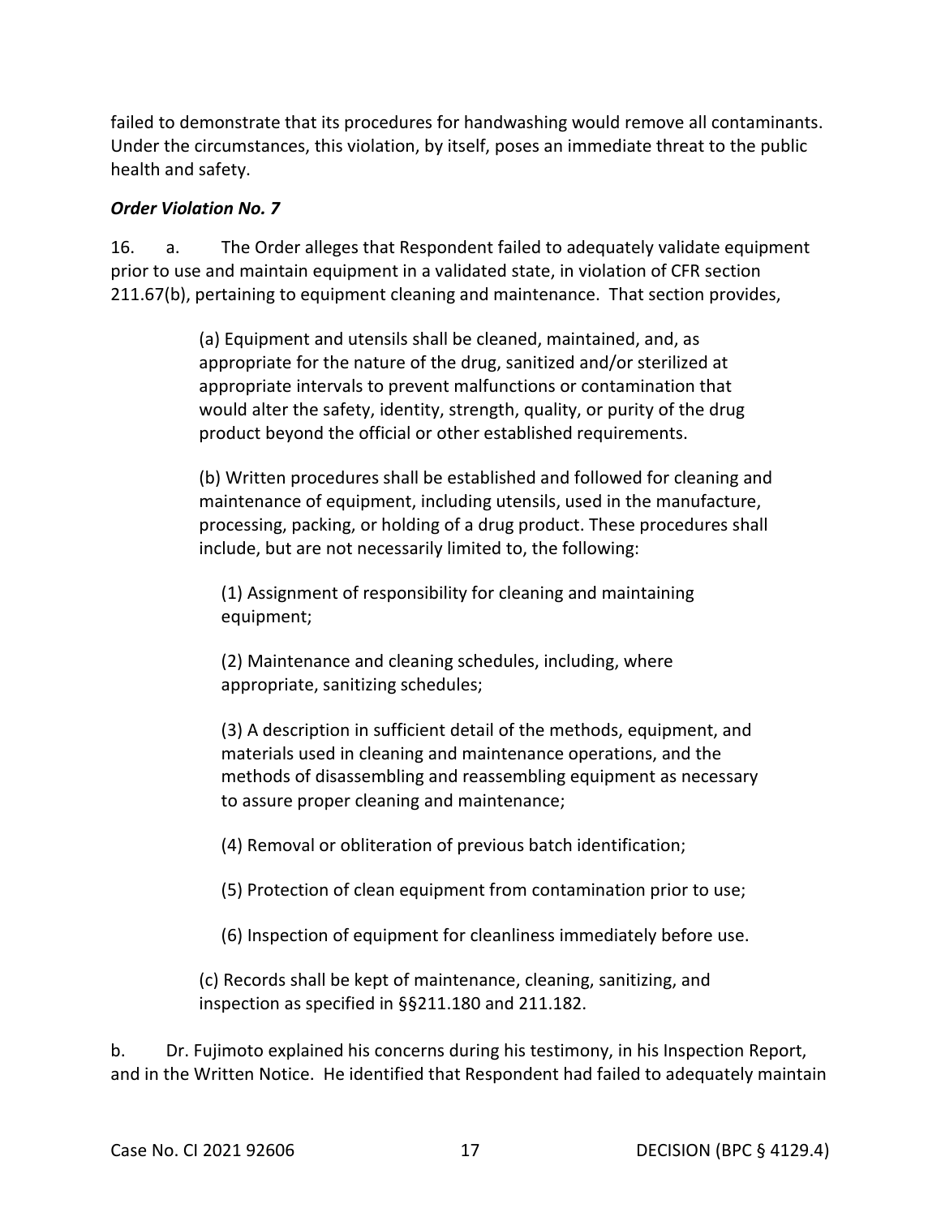failed to demonstrate that its procedures for handwashing would remove all contaminants. Under the circumstances, this violation, by itself, poses an immediate threat to the public health and safety.

***Order Violation No. 7***

16. a. The Order alleges that Respondent failed to adequately validate equipment prior to use and maintain equipment in a validated state, in violation of CFR section 211.67(b), pertaining to equipment cleaning and maintenance. That section provides,

> (a) Equipment and utensils shall be cleaned, maintained, and, as appropriate for the nature of the drug, sanitized and/or sterilized at appropriate intervals to prevent malfunctions or contamination that would alter the safety, identity, strength, quality, or purity of the drug product beyond the official or other established requirements.
>
> (b) Written procedures shall be established and followed for cleaning and maintenance of equipment, including utensils, used in the manufacture, processing, packing, or holding of a drug product. These procedures shall include, but are not necessarily limited to, the following:
>
> (1) Assignment of responsibility for cleaning and maintaining equipment;
>
> (2) Maintenance and cleaning schedules, including, where appropriate, sanitizing schedules;
>
> (3) A description in sufficient detail of the methods, equipment, and materials used in cleaning and maintenance operations, and the methods of disassembling and reassembling equipment as necessary to assure proper cleaning and maintenance;
>
> (4) Removal or obliteration of previous batch identification;
>
> (5) Protection of clean equipment from contamination prior to use;
>
> (6) Inspection of equipment for cleanliness immediately before use.
>
> (c) Records shall be kept of maintenance, cleaning, sanitizing, and inspection as specified in §§211.180 and 211.182.

b. Dr. Fujimoto explained his concerns during his testimony, in his Inspection Report, and in the Written Notice. He identified that Respondent had failed to adequately maintain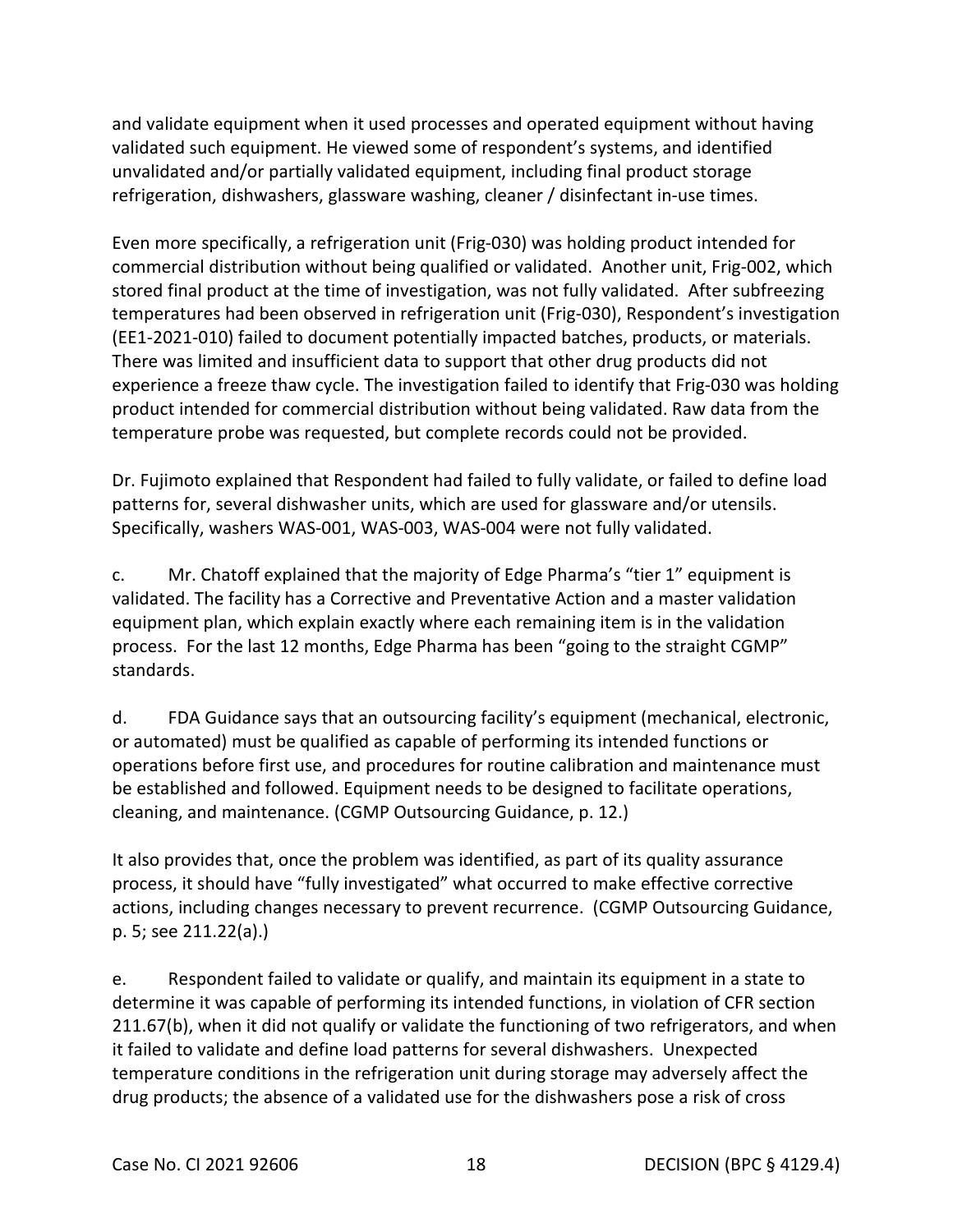and validate equipment when it used processes and operated equipment without having validated such equipment. He viewed some of respondent's systems, and identified unvalidated and/or partially validated equipment, including final product storage refrigeration, dishwashers, glassware washing, cleaner / disinfectant in-use times.

Even more specifically, a refrigeration unit (Frig-030) was holding product intended for commercial distribution without being qualified or validated. Another unit, Frig-002, which stored final product at the time of investigation, was not fully validated. After subfreezing temperatures had been observed in refrigeration unit (Frig-030), Respondent's investigation (EE1-2021-010) failed to document potentially impacted batches, products, or materials. There was limited and insufficient data to support that other drug products did not experience a freeze thaw cycle. The investigation failed to identify that Frig-030 was holding product intended for commercial distribution without being validated. Raw data from the temperature probe was requested, but complete records could not be provided.

Dr. Fujimoto explained that Respondent had failed to fully validate, or failed to define load patterns for, several dishwasher units, which are used for glassware and/or utensils. Specifically, washers WAS-001, WAS-003, WAS-004 were not fully validated.

c. Mr. Chatoff explained that the majority of Edge Pharma's "tier 1" equipment is validated. The facility has a Corrective and Preventative Action and a master validation equipment plan, which explain exactly where each remaining item is in the validation process. For the last 12 months, Edge Pharma has been "going to the straight CGMP" standards.

d. FDA Guidance says that an outsourcing facility's equipment (mechanical, electronic, or automated) must be qualified as capable of performing its intended functions or operations before first use, and procedures for routine calibration and maintenance must be established and followed. Equipment needs to be designed to facilitate operations, cleaning, and maintenance. (CGMP Outsourcing Guidance, p. 12.)

It also provides that, once the problem was identified, as part of its quality assurance process, it should have "fully investigated" what occurred to make effective corrective actions, including changes necessary to prevent recurrence. (CGMP Outsourcing Guidance, p. 5; see 211.22(a).)

e. Respondent failed to validate or qualify, and maintain its equipment in a state to determine it was capable of performing its intended functions, in violation of CFR section 211.67(b), when it did not qualify or validate the functioning of two refrigerators, and when it failed to validate and define load patterns for several dishwashers. Unexpected temperature conditions in the refrigeration unit during storage may adversely affect the drug products; the absence of a validated use for the dishwashers pose a risk of cross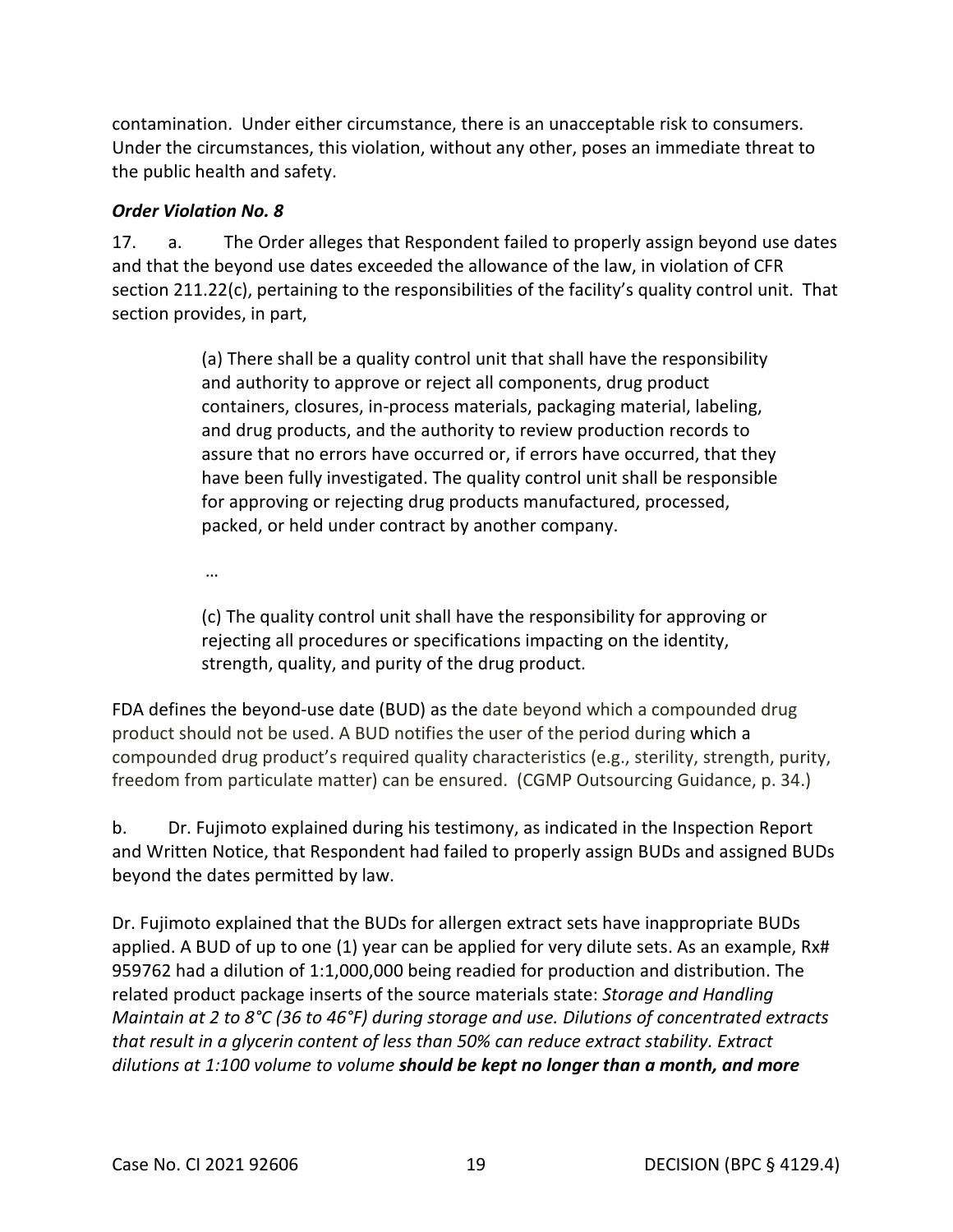contamination. Under either circumstance, there is an unacceptable risk to consumers. Under the circumstances, this violation, without any other, poses an immediate threat to the public health and safety.

***Order Violation No. 8***

17. a. The Order alleges that Respondent failed to properly assign beyond use dates and that the beyond use dates exceeded the allowance of the law, in violation of CFR section 211.22(c), pertaining to the responsibilities of the facility's quality control unit. That section provides, in part,

> (a) There shall be a quality control unit that shall have the responsibility and authority to approve or reject all components, drug product containers, closures, in-process materials, packaging material, labeling, and drug products, and the authority to review production records to assure that no errors have occurred or, if errors have occurred, that they have been fully investigated. The quality control unit shall be responsible for approving or rejecting drug products manufactured, processed, packed, or held under contract by another company.
>
> …
>
> (c) The quality control unit shall have the responsibility for approving or rejecting all procedures or specifications impacting on the identity, strength, quality, and purity of the drug product.

FDA defines the beyond-use date (BUD) as the date beyond which a compounded drug product should not be used. A BUD notifies the user of the period during which a compounded drug product's required quality characteristics (e.g., sterility, strength, purity, freedom from particulate matter) can be ensured. (CGMP Outsourcing Guidance, p. 34.)

b. Dr. Fujimoto explained during his testimony, as indicated in the Inspection Report and Written Notice, that Respondent had failed to properly assign BUDs and assigned BUDs beyond the dates permitted by law.

Dr. Fujimoto explained that the BUDs for allergen extract sets have inappropriate BUDs applied. A BUD of up to one (1) year can be applied for very dilute sets. As an example, Rx# 959762 had a dilution of 1:1,000,000 being readied for production and distribution. The related product package inserts of the source materials state: *Storage and Handling Maintain at 2 to 8°C (36 to 46°F) during storage and use. Dilutions of concentrated extracts that result in a glycerin content of less than 50% can reduce extract stability. Extract dilutions at 1:100 volume to volume* ***should be kept no longer than a month, and more***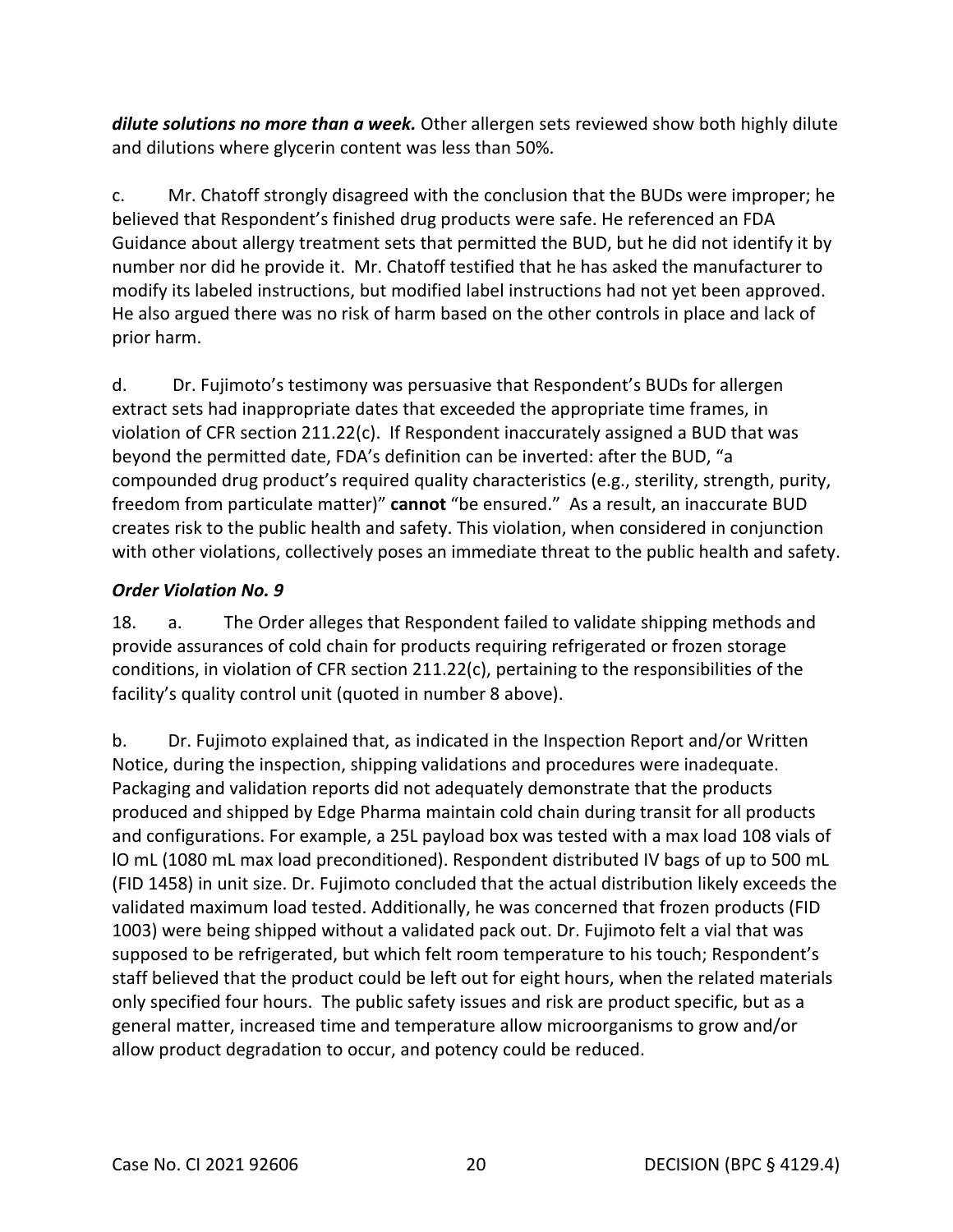***dilute solutions no more than a week.*** Other allergen sets reviewed show both highly dilute and dilutions where glycerin content was less than 50%.

c. Mr. Chatoff strongly disagreed with the conclusion that the BUDs were improper; he believed that Respondent's finished drug products were safe. He referenced an FDA Guidance about allergy treatment sets that permitted the BUD, but he did not identify it by number nor did he provide it. Mr. Chatoff testified that he has asked the manufacturer to modify its labeled instructions, but modified label instructions had not yet been approved. He also argued there was no risk of harm based on the other controls in place and lack of prior harm.

d. Dr. Fujimoto's testimony was persuasive that Respondent's BUDs for allergen extract sets had inappropriate dates that exceeded the appropriate time frames, in violation of CFR section 211.22(c). If Respondent inaccurately assigned a BUD that was beyond the permitted date, FDA's definition can be inverted: after the BUD, "a compounded drug product's required quality characteristics (e.g., sterility, strength, purity, freedom from particulate matter)" **cannot** "be ensured." As a result, an inaccurate BUD creates risk to the public health and safety. This violation, when considered in conjunction with other violations, collectively poses an immediate threat to the public health and safety.

### *Order Violation No. 9*

18. a. The Order alleges that Respondent failed to validate shipping methods and provide assurances of cold chain for products requiring refrigerated or frozen storage conditions, in violation of CFR section 211.22(c), pertaining to the responsibilities of the facility's quality control unit (quoted in number 8 above).

b. Dr. Fujimoto explained that, as indicated in the Inspection Report and/or Written Notice, during the inspection, shipping validations and procedures were inadequate. Packaging and validation reports did not adequately demonstrate that the products produced and shipped by Edge Pharma maintain cold chain during transit for all products and configurations. For example, a 25L payload box was tested with a max load 108 vials of lO mL (1080 mL max load preconditioned). Respondent distributed IV bags of up to 500 mL (FID 1458) in unit size. Dr. Fujimoto concluded that the actual distribution likely exceeds the validated maximum load tested. Additionally, he was concerned that frozen products (FID 1003) were being shipped without a validated pack out. Dr. Fujimoto felt a vial that was supposed to be refrigerated, but which felt room temperature to his touch; Respondent's staff believed that the product could be left out for eight hours, when the related materials only specified four hours. The public safety issues and risk are product specific, but as a general matter, increased time and temperature allow microorganisms to grow and/or allow product degradation to occur, and potency could be reduced.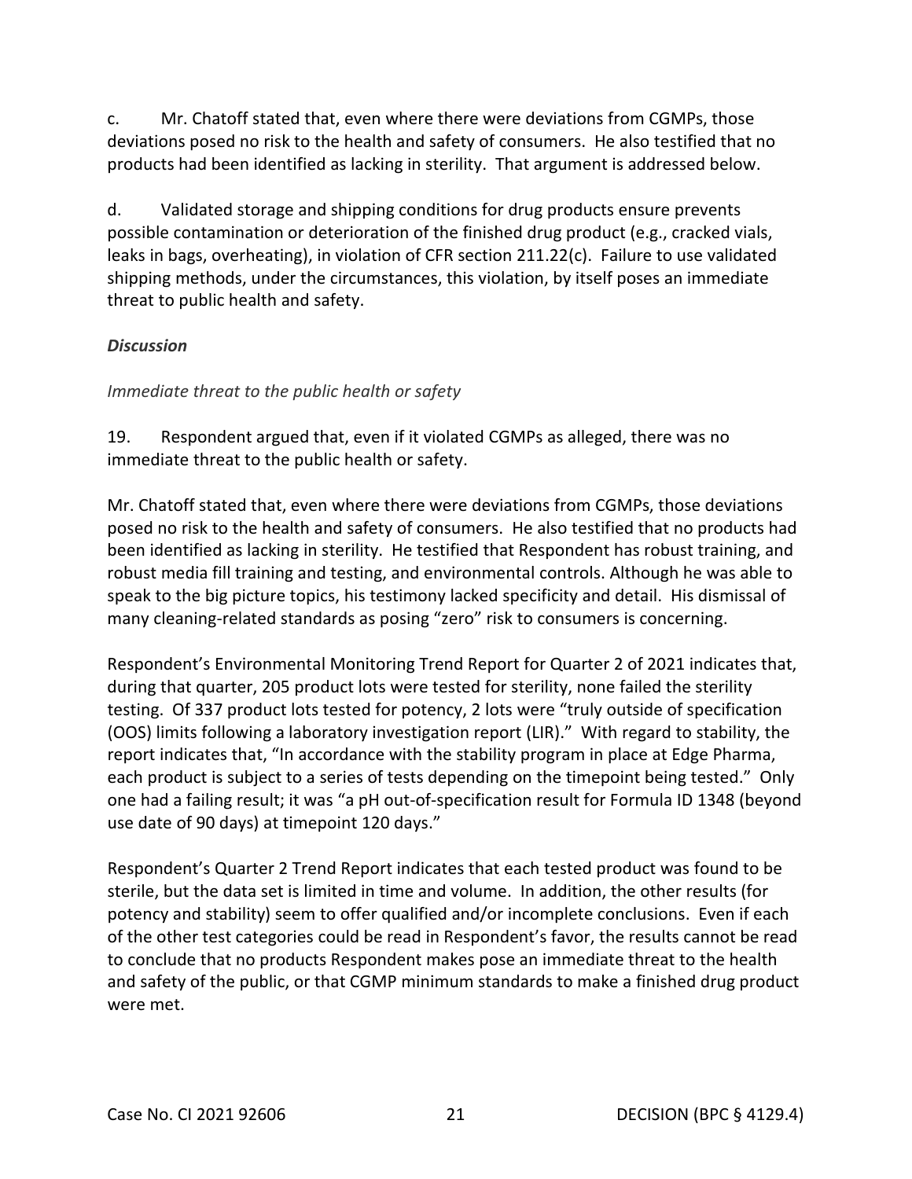c. Mr. Chatoff stated that, even where there were deviations from CGMPs, those deviations posed no risk to the health and safety of consumers. He also testified that no products had been identified as lacking in sterility. That argument is addressed below.

d. Validated storage and shipping conditions for drug products ensure prevents possible contamination or deterioration of the finished drug product (e.g., cracked vials, leaks in bags, overheating), in violation of CFR section 211.22(c). Failure to use validated shipping methods, under the circumstances, this violation, by itself poses an immediate threat to public health and safety.

***Discussion***

*Immediate threat to the public health or safety*

19. Respondent argued that, even if it violated CGMPs as alleged, there was no immediate threat to the public health or safety.

Mr. Chatoff stated that, even where there were deviations from CGMPs, those deviations posed no risk to the health and safety of consumers. He also testified that no products had been identified as lacking in sterility. He testified that Respondent has robust training, and robust media fill training and testing, and environmental controls. Although he was able to speak to the big picture topics, his testimony lacked specificity and detail. His dismissal of many cleaning-related standards as posing "zero" risk to consumers is concerning.

Respondent's Environmental Monitoring Trend Report for Quarter 2 of 2021 indicates that, during that quarter, 205 product lots were tested for sterility, none failed the sterility testing. Of 337 product lots tested for potency, 2 lots were "truly outside of specification (OOS) limits following a laboratory investigation report (LIR)." With regard to stability, the report indicates that, "In accordance with the stability program in place at Edge Pharma, each product is subject to a series of tests depending on the timepoint being tested." Only one had a failing result; it was "a pH out-of-specification result for Formula ID 1348 (beyond use date of 90 days) at timepoint 120 days."

Respondent's Quarter 2 Trend Report indicates that each tested product was found to be sterile, but the data set is limited in time and volume. In addition, the other results (for potency and stability) seem to offer qualified and/or incomplete conclusions. Even if each of the other test categories could be read in Respondent's favor, the results cannot be read to conclude that no products Respondent makes pose an immediate threat to the health and safety of the public, or that CGMP minimum standards to make a finished drug product were met.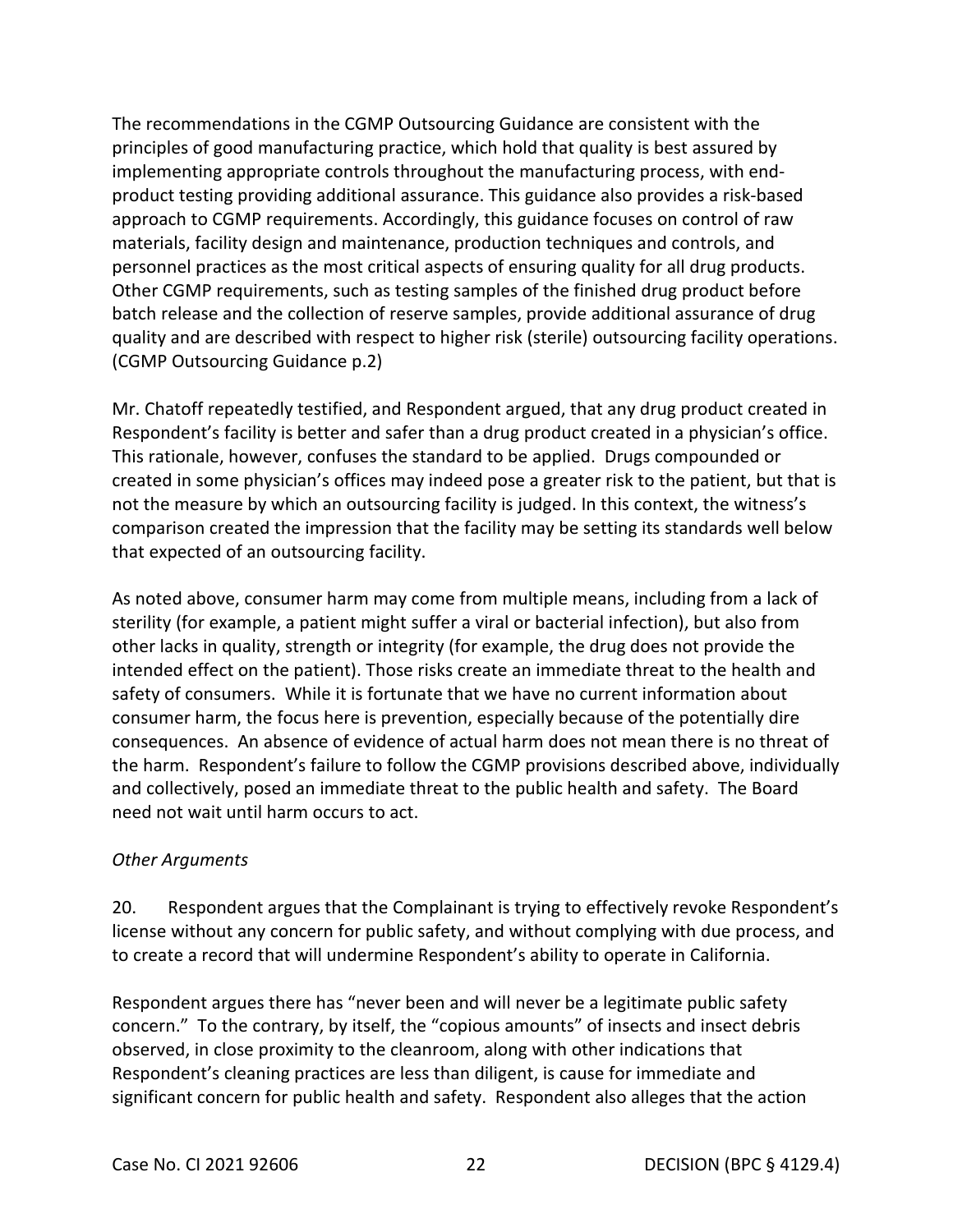The recommendations in the CGMP Outsourcing Guidance are consistent with the principles of good manufacturing practice, which hold that quality is best assured by implementing appropriate controls throughout the manufacturing process, with end-product testing providing additional assurance. This guidance also provides a risk-based approach to CGMP requirements. Accordingly, this guidance focuses on control of raw materials, facility design and maintenance, production techniques and controls, and personnel practices as the most critical aspects of ensuring quality for all drug products. Other CGMP requirements, such as testing samples of the finished drug product before batch release and the collection of reserve samples, provide additional assurance of drug quality and are described with respect to higher risk (sterile) outsourcing facility operations. (CGMP Outsourcing Guidance p.2)

Mr. Chatoff repeatedly testified, and Respondent argued, that any drug product created in Respondent's facility is better and safer than a drug product created in a physician's office. This rationale, however, confuses the standard to be applied. Drugs compounded or created in some physician's offices may indeed pose a greater risk to the patient, but that is not the measure by which an outsourcing facility is judged. In this context, the witness's comparison created the impression that the facility may be setting its standards well below that expected of an outsourcing facility.

As noted above, consumer harm may come from multiple means, including from a lack of sterility (for example, a patient might suffer a viral or bacterial infection), but also from other lacks in quality, strength or integrity (for example, the drug does not provide the intended effect on the patient). Those risks create an immediate threat to the health and safety of consumers. While it is fortunate that we have no current information about consumer harm, the focus here is prevention, especially because of the potentially dire consequences. An absence of evidence of actual harm does not mean there is no threat of the harm. Respondent's failure to follow the CGMP provisions described above, individually and collectively, posed an immediate threat to the public health and safety. The Board need not wait until harm occurs to act.

*Other Arguments*

20. Respondent argues that the Complainant is trying to effectively revoke Respondent's license without any concern for public safety, and without complying with due process, and to create a record that will undermine Respondent's ability to operate in California.

Respondent argues there has "never been and will never be a legitimate public safety concern." To the contrary, by itself, the "copious amounts" of insects and insect debris observed, in close proximity to the cleanroom, along with other indications that Respondent's cleaning practices are less than diligent, is cause for immediate and significant concern for public health and safety. Respondent also alleges that the action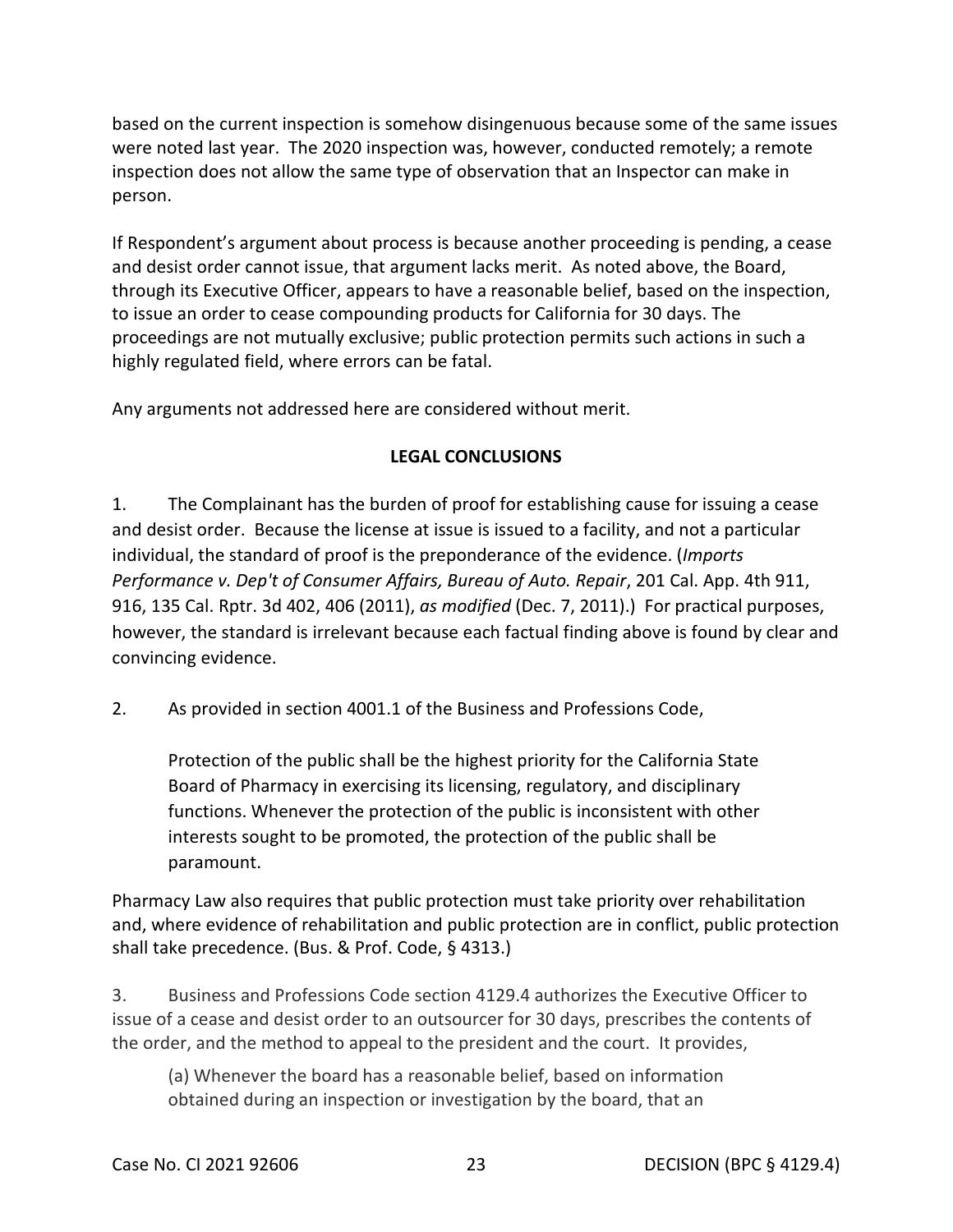based on the current inspection is somehow disingenuous because some of the same issues were noted last year. The 2020 inspection was, however, conducted remotely; a remote inspection does not allow the same type of observation that an Inspector can make in person.

If Respondent's argument about process is because another proceeding is pending, a cease and desist order cannot issue, that argument lacks merit. As noted above, the Board, through its Executive Officer, appears to have a reasonable belief, based on the inspection, to issue an order to cease compounding products for California for 30 days. The proceedings are not mutually exclusive; public protection permits such actions in such a highly regulated field, where errors can be fatal.

Any arguments not addressed here are considered without merit.

## LEGAL CONCLUSIONS

1. The Complainant has the burden of proof for establishing cause for issuing a cease and desist order. Because the license at issue is issued to a facility, and not a particular individual, the standard of proof is the preponderance of the evidence. (*Imports Performance v. Dep't of Consumer Affairs, Bureau of Auto. Repair*, 201 Cal. App. 4th 911, 916, 135 Cal. Rptr. 3d 402, 406 (2011), *as modified* (Dec. 7, 2011).) For practical purposes, however, the standard is irrelevant because each factual finding above is found by clear and convincing evidence.

2. As provided in section 4001.1 of the Business and Professions Code,

> Protection of the public shall be the highest priority for the California State Board of Pharmacy in exercising its licensing, regulatory, and disciplinary functions. Whenever the protection of the public is inconsistent with other interests sought to be promoted, the protection of the public shall be paramount.

Pharmacy Law also requires that public protection must take priority over rehabilitation and, where evidence of rehabilitation and public protection are in conflict, public protection shall take precedence. (Bus. & Prof. Code, § 4313.)

3. Business and Professions Code section 4129.4 authorizes the Executive Officer to issue of a cease and desist order to an outsourcer for 30 days, prescribes the contents of the order, and the method to appeal to the president and the court. It provides,

> (a) Whenever the board has a reasonable belief, based on information obtained during an inspection or investigation by the board, that an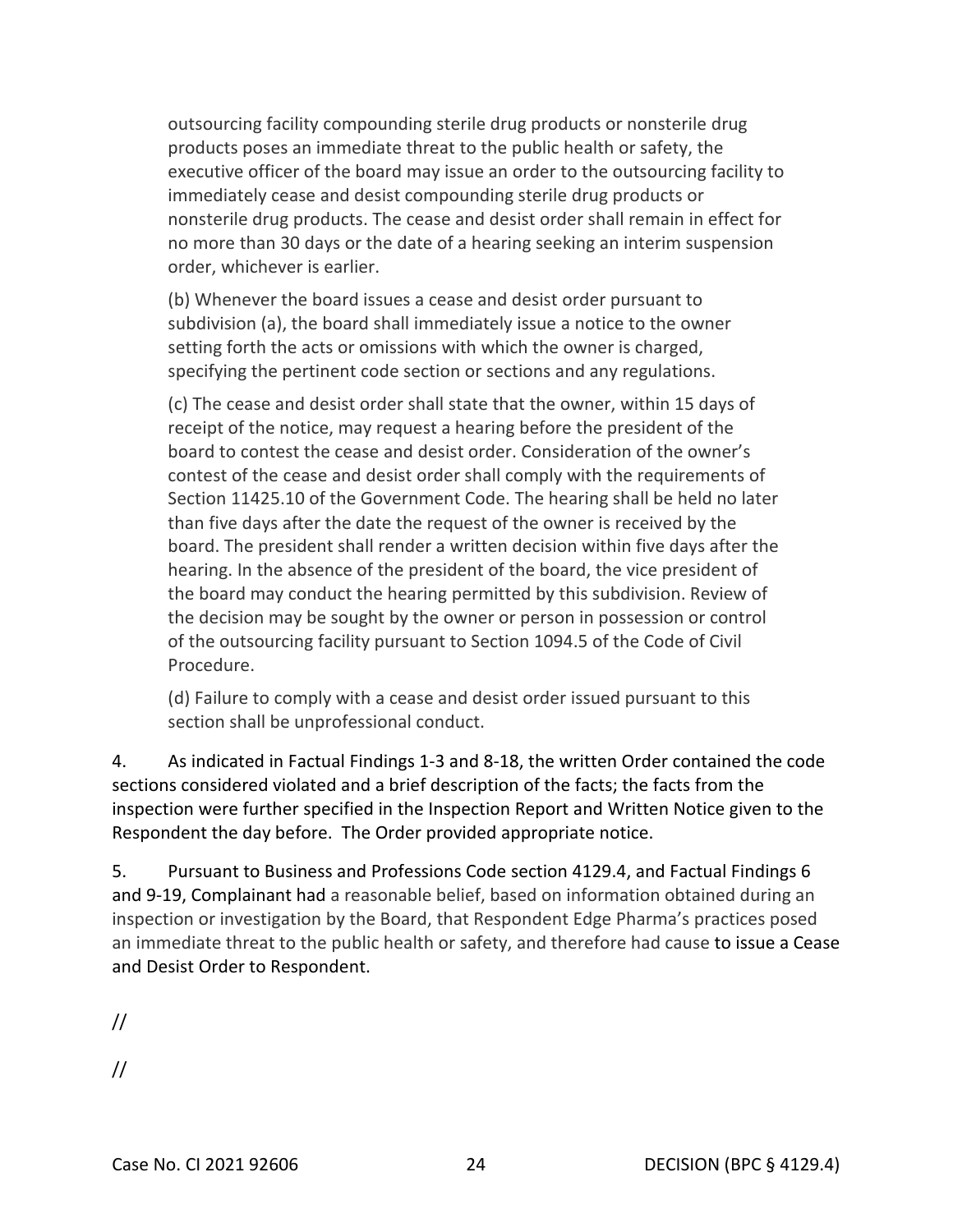outsourcing facility compounding sterile drug products or nonsterile drug products poses an immediate threat to the public health or safety, the executive officer of the board may issue an order to the outsourcing facility to immediately cease and desist compounding sterile drug products or nonsterile drug products. The cease and desist order shall remain in effect for no more than 30 days or the date of a hearing seeking an interim suspension order, whichever is earlier.

(b) Whenever the board issues a cease and desist order pursuant to subdivision (a), the board shall immediately issue a notice to the owner setting forth the acts or omissions with which the owner is charged, specifying the pertinent code section or sections and any regulations.

(c) The cease and desist order shall state that the owner, within 15 days of receipt of the notice, may request a hearing before the president of the board to contest the cease and desist order. Consideration of the owner's contest of the cease and desist order shall comply with the requirements of Section 11425.10 of the Government Code. The hearing shall be held no later than five days after the date the request of the owner is received by the board. The president shall render a written decision within five days after the hearing. In the absence of the president of the board, the vice president of the board may conduct the hearing permitted by this subdivision. Review of the decision may be sought by the owner or person in possession or control of the outsourcing facility pursuant to Section 1094.5 of the Code of Civil Procedure.

(d) Failure to comply with a cease and desist order issued pursuant to this section shall be unprofessional conduct.

4. As indicated in Factual Findings 1-3 and 8-18, the written Order contained the code sections considered violated and a brief description of the facts; the facts from the inspection were further specified in the Inspection Report and Written Notice given to the Respondent the day before. The Order provided appropriate notice.

5. Pursuant to Business and Professions Code section 4129.4, and Factual Findings 6 and 9-19, Complainant had a reasonable belief, based on information obtained during an inspection or investigation by the Board, that Respondent Edge Pharma's practices posed an immediate threat to the public health or safety, and therefore had cause to issue a Cease and Desist Order to Respondent.

//

//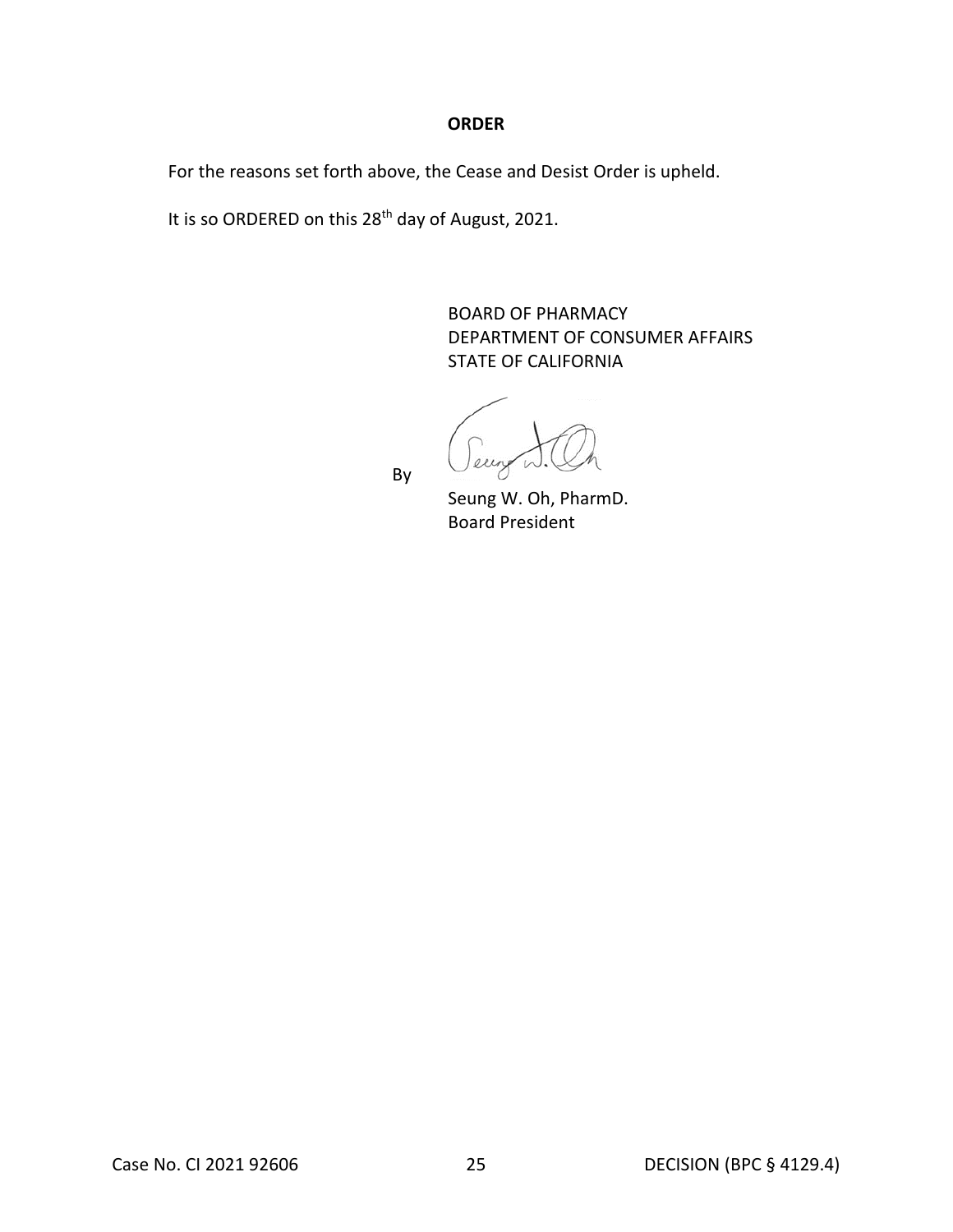## ORDER

For the reasons set forth above, the Cease and Desist Order is upheld.

It is so ORDERED on this 28th day of August, 2021.

BOARD OF PHARMACY
DEPARTMENT OF CONSUMER AFFAIRS
STATE OF CALIFORNIA

By

Seung W. Oh, PharmD.
Board President

Case No. CI 2021 92606 DECISION (BPC § 4129.4)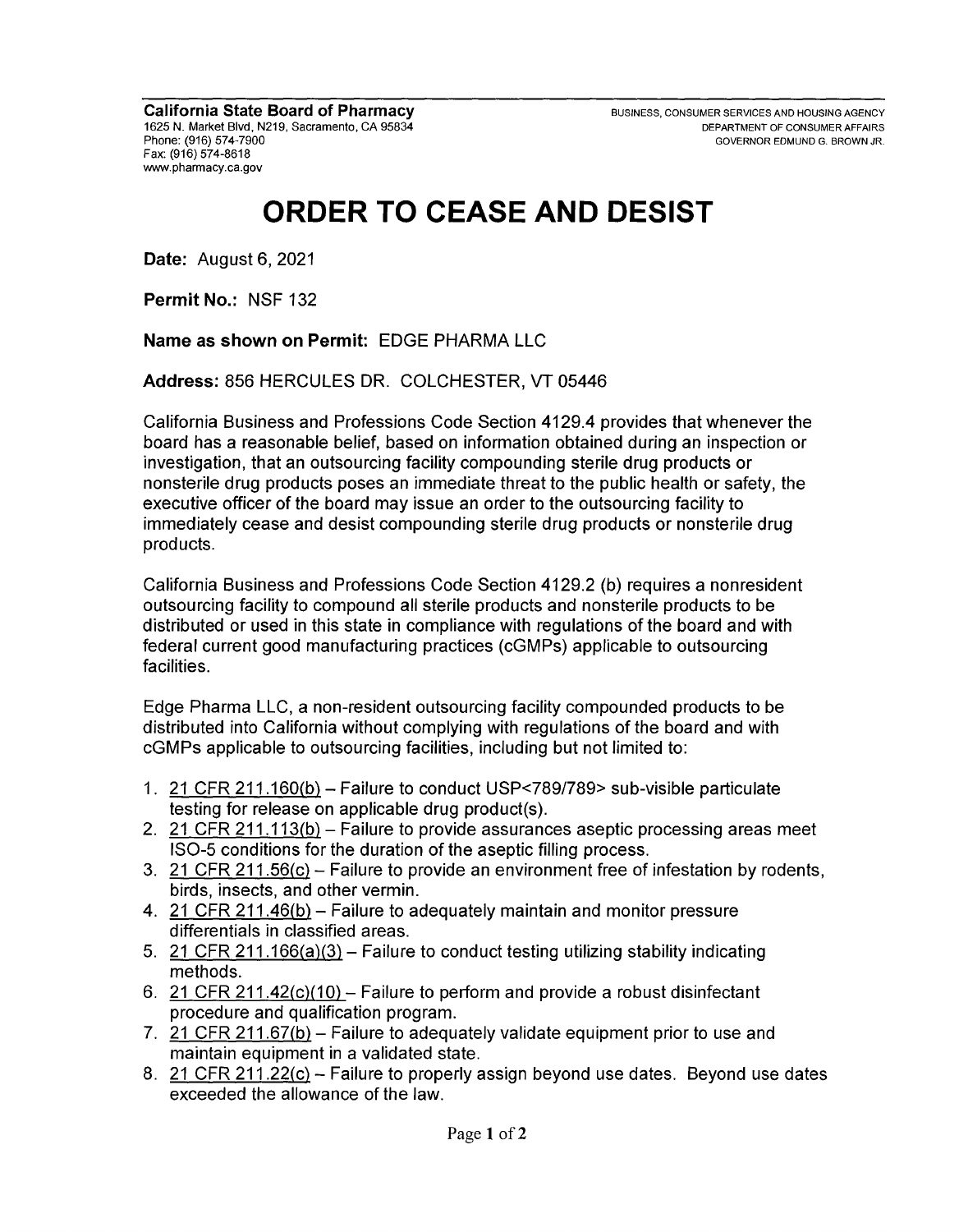**California State Board of Pharmacy**
1625 N. Market Blvd, N219, Sacramento, CA 95834
Phone: (916) 574-7900
Fax: (916) 574-8618
www.pharmacy.ca.gov

BUSINESS, CONSUMER SERVICES AND HOUSING AGENCY
DEPARTMENT OF CONSUMER AFFAIRS
GOVERNOR EDMUND G. BROWN JR.

# ORDER TO CEASE AND DESIST

**Date:** August 6, 2021

**Permit No.:** NSF 132

**Name as shown on Permit:** EDGE PHARMA LLC

**Address:** 856 HERCULES DR. COLCHESTER, VT 05446

California Business and Professions Code Section 4129.4 provides that whenever the board has a reasonable belief, based on information obtained during an inspection or investigation, that an outsourcing facility compounding sterile drug products or nonsterile drug products poses an immediate threat to the public health or safety, the executive officer of the board may issue an order to the outsourcing facility to immediately cease and desist compounding sterile drug products or nonsterile drug products.

California Business and Professions Code Section 4129.2 (b) requires a nonresident outsourcing facility to compound all sterile products and nonsterile products to be distributed or used in this state in compliance with regulations of the board and with federal current good manufacturing practices (cGMPs) applicable to outsourcing facilities.

Edge Pharma LLC, a non-resident outsourcing facility compounded products to be distributed into California without complying with regulations of the board and with cGMPs applicable to outsourcing facilities, including but not limited to:

1. 21 CFR 211.160(b) – Failure to conduct USP<789/789> sub-visible particulate testing for release on applicable drug product(s).
2. 21 CFR 211.113(b) – Failure to provide assurances aseptic processing areas meet ISO-5 conditions for the duration of the aseptic filling process.
3. 21 CFR 211.56(c) – Failure to provide an environment free of infestation by rodents, birds, insects, and other vermin.
4. 21 CFR 211.46(b) – Failure to adequately maintain and monitor pressure differentials in classified areas.
5. 21 CFR 211.166(a)(3) – Failure to conduct testing utilizing stability indicating methods.
6. 21 CFR 211.42(c)(10) – Failure to perform and provide a robust disinfectant procedure and qualification program.
7. 21 CFR 211.67(b) – Failure to adequately validate equipment prior to use and maintain equipment in a validated state.
8. 21 CFR 211.22(c) – Failure to properly assign beyond use dates. Beyond use dates exceeded the allowance of the law.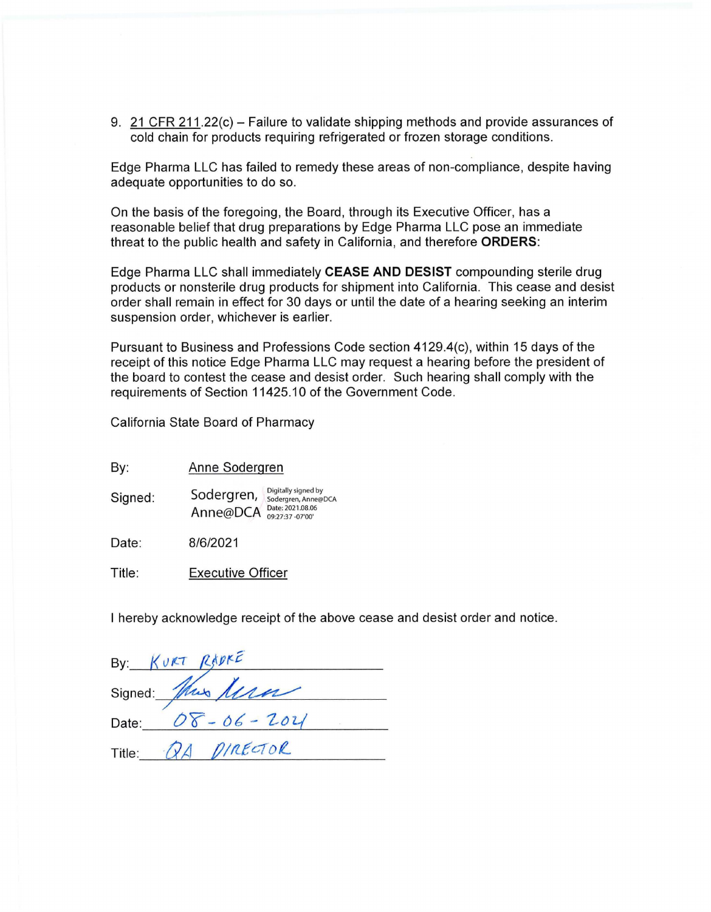9. 21 CFR 211.22(c) – Failure to validate shipping methods and provide assurances of cold chain for products requiring refrigerated or frozen storage conditions.

Edge Pharma LLC has failed to remedy these areas of non-compliance, despite having adequate opportunities to do so.

On the basis of the foregoing, the Board, through its Executive Officer, has a reasonable belief that drug preparations by Edge Pharma LLC pose an immediate threat to the public health and safety in California, and therefore **ORDERS**:

Edge Pharma LLC shall immediately **CEASE AND DESIST** compounding sterile drug products or nonsterile drug products for shipment into California. This cease and desist order shall remain in effect for 30 days or until the date of a hearing seeking an interim suspension order, whichever is earlier.

Pursuant to Business and Professions Code section 4129.4(c), within 15 days of the receipt of this notice Edge Pharma LLC may request a hearing before the president of the board to contest the cease and desist order. Such hearing shall comply with the requirements of Section 11425.10 of the Government Code.

California State Board of Pharmacy

By: Anne Sodergren

Signed: Sodergren, Anne@DCA — Digitally signed by Sodergren, Anne@DCA Date: 2021.08.06 09:27:37 -07'00'

Date: 8/6/2021

Title: Executive Officer

I hereby acknowledge receipt of the above cease and desist order and notice.

By: KURT RADKE

Signed: [signature]

Date: 08-06-2021

Title: QA DIRECTOR